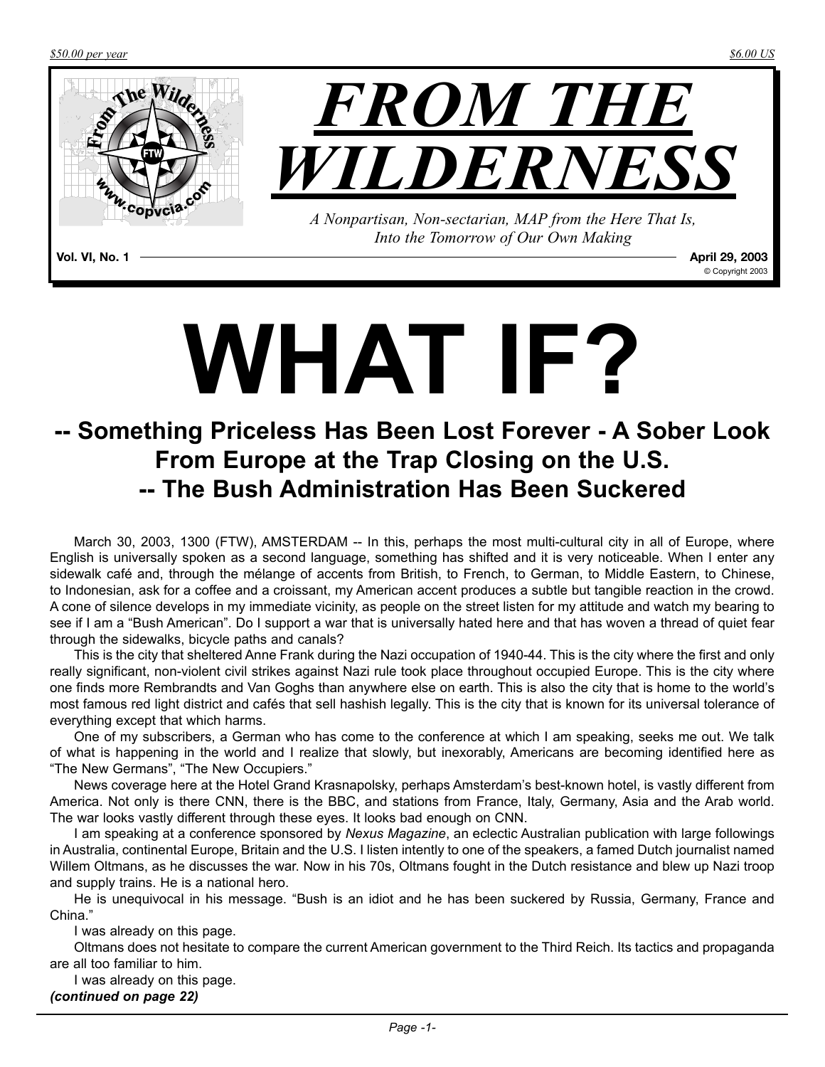$50.00 per year $6.00 US

# FROM THE WILDERNESS

*A Nonpartisan, Non-sectarian, MAP from the Here That Is, Into the Tomorrow of Our Own Making*

**Vol. VI, No. 1** **April 29, 2003**

© Copyright 2003

# WHAT IF?

## -- Something Priceless Has Been Lost Forever - A Sober Look From Europe at the Trap Closing on the U.S. -- The Bush Administration Has Been Suckered

March 30, 2003, 1300 (FTW), AMSTERDAM -- In this, perhaps the most multi-cultural city in all of Europe, where English is universally spoken as a second language, something has shifted and it is very noticeable. When I enter any sidewalk café and, through the mélange of accents from British, to French, to German, to Middle Eastern, to Chinese, to Indonesian, ask for a coffee and a croissant, my American accent produces a subtle but tangible reaction in the crowd. A cone of silence develops in my immediate vicinity, as people on the street listen for my attitude and watch my bearing to see if I am a "Bush American". Do I support a war that is universally hated here and that has woven a thread of quiet fear through the sidewalks, bicycle paths and canals?

This is the city that sheltered Anne Frank during the Nazi occupation of 1940-44. This is the city where the first and only really significant, non-violent civil strikes against Nazi rule took place throughout occupied Europe. This is the city where one finds more Rembrandts and Van Goghs than anywhere else on earth. This is also the city that is home to the world's most famous red light district and cafés that sell hashish legally. This is the city that is known for its universal tolerance of everything except that which harms.

One of my subscribers, a German who has come to the conference at which I am speaking, seeks me out. We talk of what is happening in the world and I realize that slowly, but inexorably, Americans are becoming identified here as "The New Germans", "The New Occupiers."

News coverage here at the Hotel Grand Krasnapolsky, perhaps Amsterdam's best-known hotel, is vastly different from America. Not only is there CNN, there is the BBC, and stations from France, Italy, Germany, Asia and the Arab world. The war looks vastly different through these eyes. It looks bad enough on CNN.

I am speaking at a conference sponsored by *Nexus Magazine*, an eclectic Australian publication with large followings in Australia, continental Europe, Britain and the U.S. I listen intently to one of the speakers, a famed Dutch journalist named Willem Oltmans, as he discusses the war. Now in his 70s, Oltmans fought in the Dutch resistance and blew up Nazi troop and supply trains. He is a national hero.

He is unequivocal in his message. "Bush is an idiot and he has been suckered by Russia, Germany, France and China."

I was already on this page.

Oltmans does not hesitate to compare the current American government to the Third Reich. Its tactics and propaganda are all too familiar to him.

I was already on this page.

***(continued on page 22)***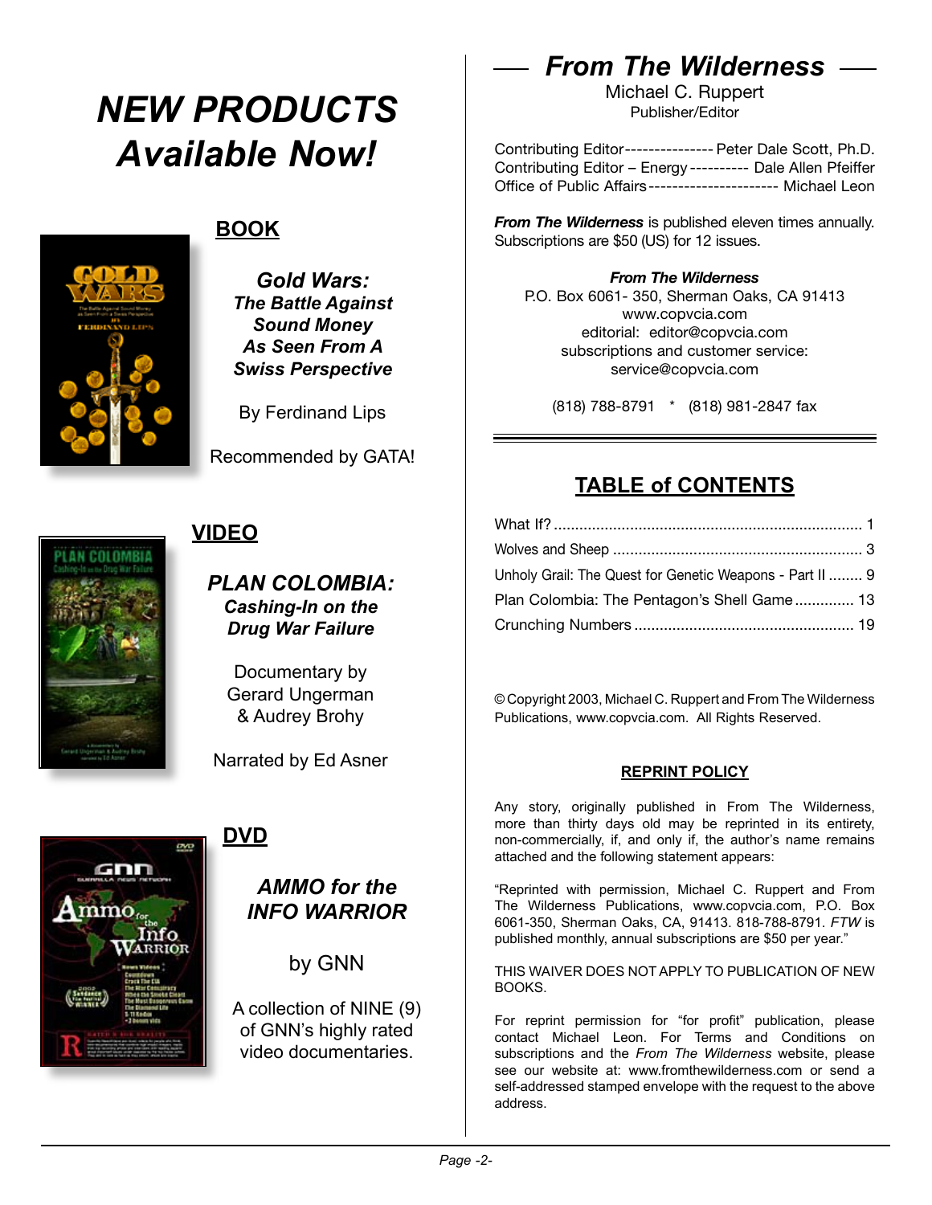# NEW PRODUCTS Available Now!

## BOOK

***Gold Wars: The Battle Against Sound Money As Seen From A Swiss Perspective***

By Ferdinand Lips

Recommended by GATA!

## VIDEO

***PLAN COLOMBIA: Cashing-In on the Drug War Failure***

Documentary by Gerard Ungerman & Audrey Brohy

Narrated by Ed Asner

## DVD

***AMMO for the INFO WARRIOR***

by GNN

A collection of NINE (9) of GNN's highly rated video documentaries.

# *From The Wilderness*

Michael C. Ruppert
Publisher/Editor

Contributing Editor--------------- Peter Dale Scott, Ph.D.
Contributing Editor – Energy ---------- Dale Allen Pfeiffer
Office of Public Affairs ---------------------- Michael Leon

***From The Wilderness*** is published eleven times annually. Subscriptions are $50 (US) for 12 issues.

***From The Wilderness***
P.O. Box 6061- 350, Sherman Oaks, CA 91413
www.copvcia.com
editorial: editor@copvcia.com
subscriptions and customer service:
service@copvcia.com

(818) 788-8791 * (818) 981-2847 fax

## TABLE of CONTENTS

What If? ........................................................................ 1
Wolves and Sheep .......................................................... 3
Unholy Grail: The Quest for Genetic Weapons - Part II ........ 9
Plan Colombia: The Pentagon's Shell Game .............. 13
Crunching Numbers .................................................... 19

© Copyright 2003, Michael C. Ruppert and From The Wilderness Publications, www.copvcia.com. All Rights Reserved.

### REPRINT POLICY

Any story, originally published in From The Wilderness, more than thirty days old may be reprinted in its entirety, non-commercially, if, and only if, the author's name remains attached and the following statement appears:

"Reprinted with permission, Michael C. Ruppert and From The Wilderness Publications, www.copvcia.com, P.O. Box 6061-350, Sherman Oaks, CA, 91413. 818-788-8791. *FTW* is published monthly, annual subscriptions are $50 per year."

THIS WAIVER DOES NOT APPLY TO PUBLICATION OF NEW BOOKS.

For reprint permission for "for profit" publication, please contact Michael Leon. For Terms and Conditions on subscriptions and the *From The Wilderness* website, please see our website at: www.fromthewilderness.com or send a self-addressed stamped envelope with the request to the above address.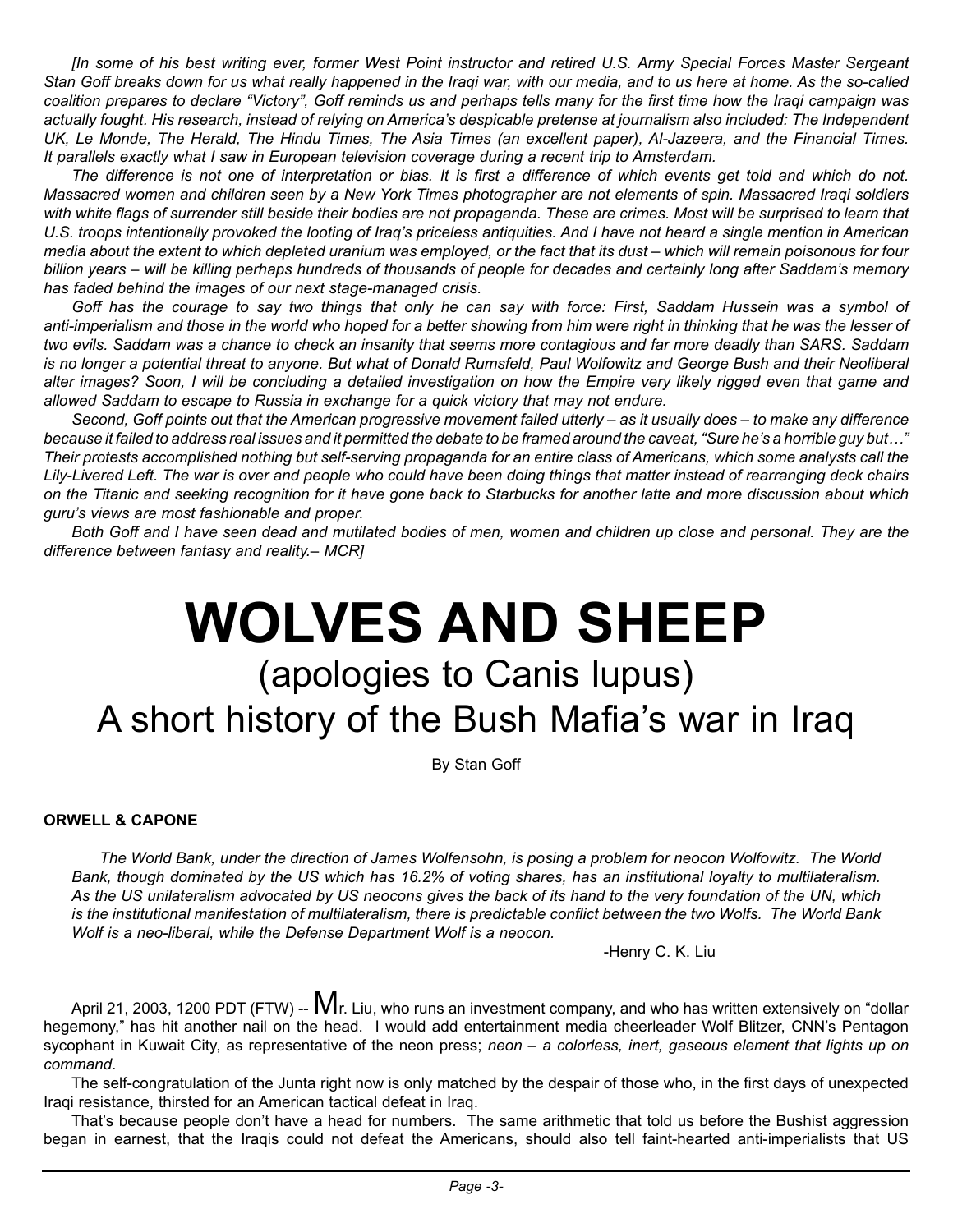*[In some of his best writing ever, former West Point instructor and retired U.S. Army Special Forces Master Sergeant Stan Goff breaks down for us what really happened in the Iraqi war, with our media, and to us here at home. As the so-called coalition prepares to declare "Victory", Goff reminds us and perhaps tells many for the first time how the Iraqi campaign was actually fought. His research, instead of relying on America's despicable pretense at journalism also included: The Independent UK, Le Monde, The Herald, The Hindu Times, The Asia Times (an excellent paper), Al-Jazeera, and the Financial Times. It parallels exactly what I saw in European television coverage during a recent trip to Amsterdam.*

*The difference is not one of interpretation or bias. It is first a difference of which events get told and which do not. Massacred women and children seen by a New York Times photographer are not elements of spin. Massacred Iraqi soldiers with white flags of surrender still beside their bodies are not propaganda. These are crimes. Most will be surprised to learn that U.S. troops intentionally provoked the looting of Iraq's priceless antiquities. And I have not heard a single mention in American media about the extent to which depleted uranium was employed, or the fact that its dust – which will remain poisonous for four billion years – will be killing perhaps hundreds of thousands of people for decades and certainly long after Saddam's memory has faded behind the images of our next stage-managed crisis.*

*Goff has the courage to say two things that only he can say with force: First, Saddam Hussein was a symbol of anti-imperialism and those in the world who hoped for a better showing from him were right in thinking that he was the lesser of two evils. Saddam was a chance to check an insanity that seems more contagious and far more deadly than SARS. Saddam is no longer a potential threat to anyone. But what of Donald Rumsfeld, Paul Wolfowitz and George Bush and their Neoliberal alter images? Soon, I will be concluding a detailed investigation on how the Empire very likely rigged even that game and allowed Saddam to escape to Russia in exchange for a quick victory that may not endure.*

*Second, Goff points out that the American progressive movement failed utterly – as it usually does – to make any difference because it failed to address real issues and it permitted the debate to be framed around the caveat, "Sure he's a horrible guy but…" Their protests accomplished nothing but self-serving propaganda for an entire class of Americans, which some analysts call the Lily-Livered Left. The war is over and people who could have been doing things that matter instead of rearranging deck chairs on the Titanic and seeking recognition for it have gone back to Starbucks for another latte and more discussion about which guru's views are most fashionable and proper.*

*Both Goff and I have seen dead and mutilated bodies of men, women and children up close and personal. They are the difference between fantasy and reality.– MCR]*

# WOLVES AND SHEEP

## (apologies to Canis lupus)

## A short history of the Bush Mafia's war in Iraq

By Stan Goff

**ORWELL & CAPONE**

*The World Bank, under the direction of James Wolfensohn, is posing a problem for neocon Wolfowitz. The World Bank, though dominated by the US which has 16.2% of voting shares, has an institutional loyalty to multilateralism. As the US unilateralism advocated by US neocons gives the back of its hand to the very foundation of the UN, which is the institutional manifestation of multilateralism, there is predictable conflict between the two Wolfs. The World Bank Wolf is a neo-liberal, while the Defense Department Wolf is a neocon.*

-Henry C. K. Liu

April 21, 2003, 1200 PDT (FTW) -- Mr. Liu, who runs an investment company, and who has written extensively on "dollar hegemony," has hit another nail on the head. I would add entertainment media cheerleader Wolf Blitzer, CNN's Pentagon sycophant in Kuwait City, as representative of the neon press; *neon – a colorless, inert, gaseous element that lights up on command*.

The self-congratulation of the Junta right now is only matched by the despair of those who, in the first days of unexpected Iraqi resistance, thirsted for an American tactical defeat in Iraq.

That's because people don't have a head for numbers. The same arithmetic that told us before the Bushist aggression began in earnest, that the Iraqis could not defeat the Americans, should also tell faint-hearted anti-imperialists that US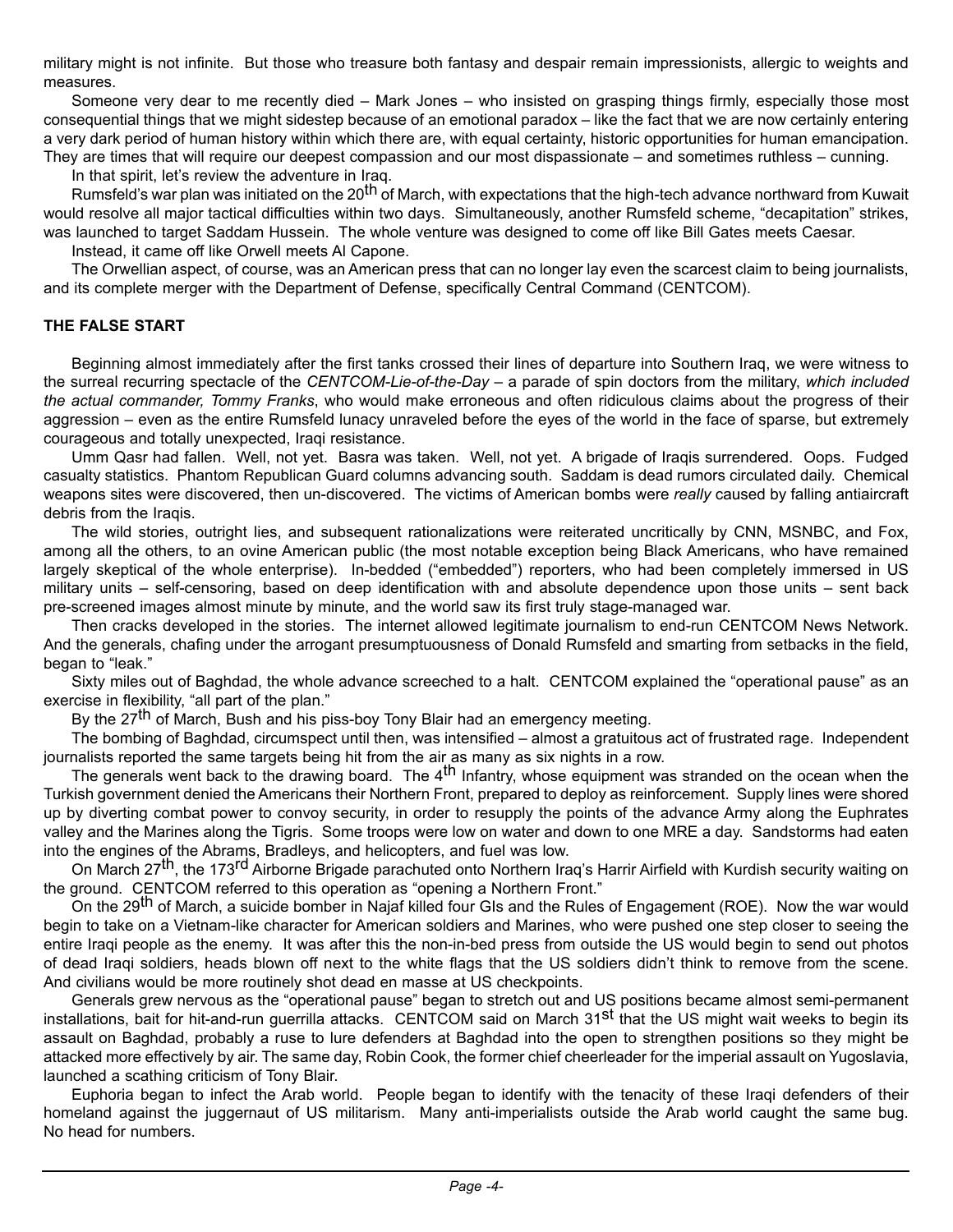military might is not infinite. But those who treasure both fantasy and despair remain impressionists, allergic to weights and measures.

Someone very dear to me recently died – Mark Jones – who insisted on grasping things firmly, especially those most consequential things that we might sidestep because of an emotional paradox – like the fact that we are now certainly entering a very dark period of human history within which there are, with equal certainty, historic opportunities for human emancipation. They are times that will require our deepest compassion and our most dispassionate – and sometimes ruthless – cunning.

In that spirit, let's review the adventure in Iraq.

Rumsfeld's war plan was initiated on the 20th of March, with expectations that the high-tech advance northward from Kuwait would resolve all major tactical difficulties within two days. Simultaneously, another Rumsfeld scheme, "decapitation" strikes, was launched to target Saddam Hussein. The whole venture was designed to come off like Bill Gates meets Caesar.

Instead, it came off like Orwell meets Al Capone.

The Orwellian aspect, of course, was an American press that can no longer lay even the scarcest claim to being journalists, and its complete merger with the Department of Defense, specifically Central Command (CENTCOM).

**THE FALSE START**

Beginning almost immediately after the first tanks crossed their lines of departure into Southern Iraq, we were witness to the surreal recurring spectacle of the *CENTCOM-Lie-of-the-Day* – a parade of spin doctors from the military, *which included the actual commander, Tommy Franks*, who would make erroneous and often ridiculous claims about the progress of their aggression – even as the entire Rumsfeld lunacy unraveled before the eyes of the world in the face of sparse, but extremely courageous and totally unexpected, Iraqi resistance.

Umm Qasr had fallen. Well, not yet. Basra was taken. Well, not yet. A brigade of Iraqis surrendered. Oops. Fudged casualty statistics. Phantom Republican Guard columns advancing south. Saddam is dead rumors circulated daily. Chemical weapons sites were discovered, then un-discovered. The victims of American bombs were *really* caused by falling antiaircraft debris from the Iraqis.

The wild stories, outright lies, and subsequent rationalizations were reiterated uncritically by CNN, MSNBC, and Fox, among all the others, to an ovine American public (the most notable exception being Black Americans, who have remained largely skeptical of the whole enterprise). In-bedded ("embedded") reporters, who had been completely immersed in US military units – self-censoring, based on deep identification with and absolute dependence upon those units – sent back pre-screened images almost minute by minute, and the world saw its first truly stage-managed war.

Then cracks developed in the stories. The internet allowed legitimate journalism to end-run CENTCOM News Network. And the generals, chafing under the arrogant presumptuousness of Donald Rumsfeld and smarting from setbacks in the field, began to "leak."

Sixty miles out of Baghdad, the whole advance screeched to a halt. CENTCOM explained the "operational pause" as an exercise in flexibility, "all part of the plan."

By the 27th of March, Bush and his piss-boy Tony Blair had an emergency meeting.

The bombing of Baghdad, circumspect until then, was intensified – almost a gratuitous act of frustrated rage. Independent journalists reported the same targets being hit from the air as many as six nights in a row.

The generals went back to the drawing board. The 4th Infantry, whose equipment was stranded on the ocean when the Turkish government denied the Americans their Northern Front, prepared to deploy as reinforcement. Supply lines were shored up by diverting combat power to convoy security, in order to resupply the points of the advance Army along the Euphrates valley and the Marines along the Tigris. Some troops were low on water and down to one MRE a day. Sandstorms had eaten into the engines of the Abrams, Bradleys, and helicopters, and fuel was low.

On March 27th, the 173rd Airborne Brigade parachuted onto Northern Iraq's Harrir Airfield with Kurdish security waiting on the ground. CENTCOM referred to this operation as "opening a Northern Front."

On the 29th of March, a suicide bomber in Najaf killed four GIs and the Rules of Engagement (ROE). Now the war would begin to take on a Vietnam-like character for American soldiers and Marines, who were pushed one step closer to seeing the entire Iraqi people as the enemy. It was after this the non-in-bed press from outside the US would begin to send out photos of dead Iraqi soldiers, heads blown off next to the white flags that the US soldiers didn't think to remove from the scene. And civilians would be more routinely shot dead en masse at US checkpoints.

Generals grew nervous as the "operational pause" began to stretch out and US positions became almost semi-permanent installations, bait for hit-and-run guerrilla attacks. CENTCOM said on March 31st that the US might wait weeks to begin its assault on Baghdad, probably a ruse to lure defenders at Baghdad into the open to strengthen positions so they might be attacked more effectively by air. The same day, Robin Cook, the former chief cheerleader for the imperial assault on Yugoslavia, launched a scathing criticism of Tony Blair.

Euphoria began to infect the Arab world. People began to identify with the tenacity of these Iraqi defenders of their homeland against the juggernaut of US militarism. Many anti-imperialists outside the Arab world caught the same bug. No head for numbers.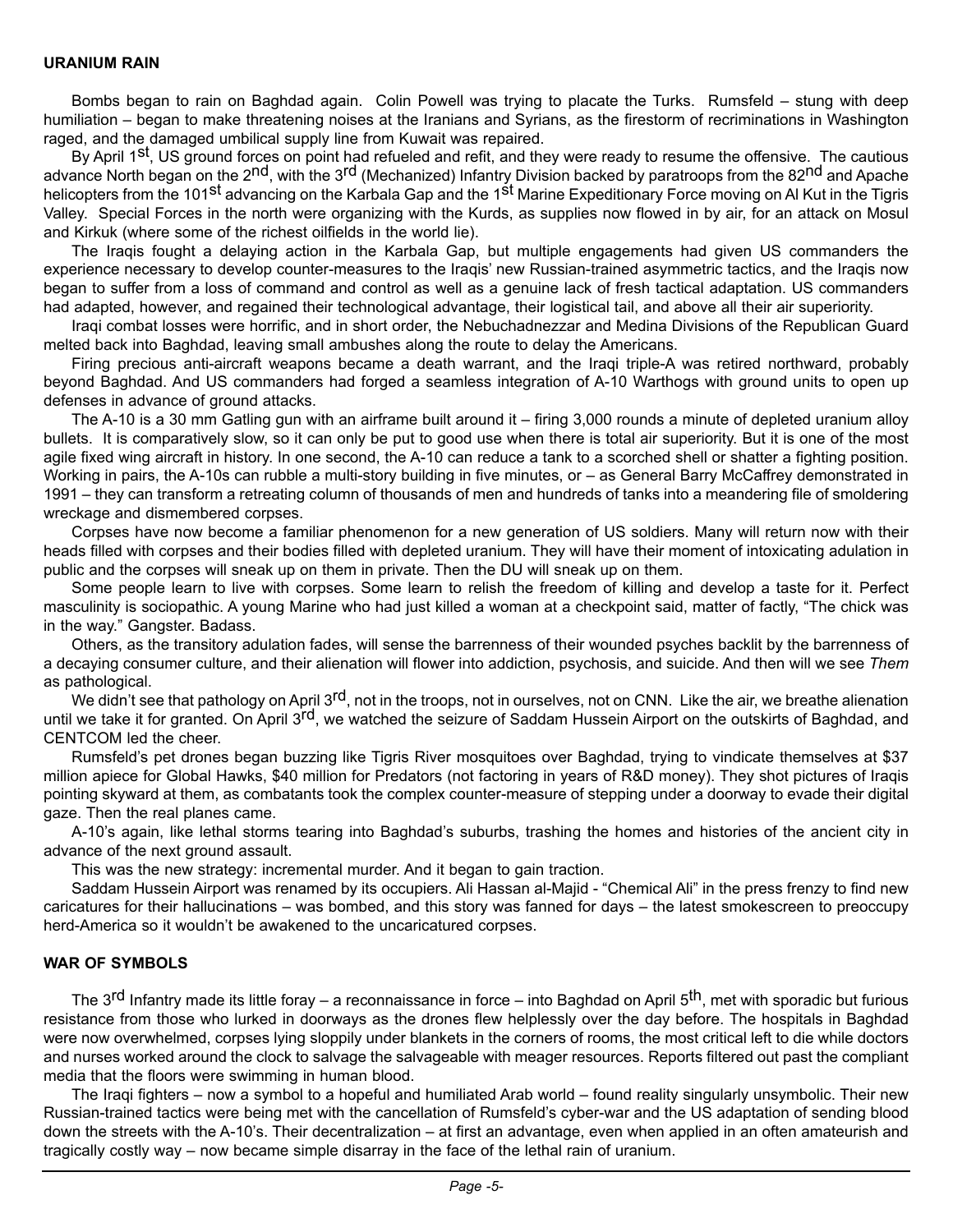## URANIUM RAIN

Bombs began to rain on Baghdad again. Colin Powell was trying to placate the Turks. Rumsfeld – stung with deep humiliation – began to make threatening noises at the Iranians and Syrians, as the firestorm of recriminations in Washington raged, and the damaged umbilical supply line from Kuwait was repaired.

By April 1st, US ground forces on point had refueled and refit, and they were ready to resume the offensive. The cautious advance North began on the 2nd, with the 3rd (Mechanized) Infantry Division backed by paratroops from the 82nd and Apache helicopters from the 101st advancing on the Karbala Gap and the 1st Marine Expeditionary Force moving on Al Kut in the Tigris Valley. Special Forces in the north were organizing with the Kurds, as supplies now flowed in by air, for an attack on Mosul and Kirkuk (where some of the richest oilfields in the world lie).

The Iraqis fought a delaying action in the Karbala Gap, but multiple engagements had given US commanders the experience necessary to develop counter-measures to the Iraqis' new Russian-trained asymmetric tactics, and the Iraqis now began to suffer from a loss of command and control as well as a genuine lack of fresh tactical adaptation. US commanders had adapted, however, and regained their technological advantage, their logistical tail, and above all their air superiority.

Iraqi combat losses were horrific, and in short order, the Nebuchadnezzar and Medina Divisions of the Republican Guard melted back into Baghdad, leaving small ambushes along the route to delay the Americans.

Firing precious anti-aircraft weapons became a death warrant, and the Iraqi triple-A was retired northward, probably beyond Baghdad. And US commanders had forged a seamless integration of A-10 Warthogs with ground units to open up defenses in advance of ground attacks.

The A-10 is a 30 mm Gatling gun with an airframe built around it – firing 3,000 rounds a minute of depleted uranium alloy bullets. It is comparatively slow, so it can only be put to good use when there is total air superiority. But it is one of the most agile fixed wing aircraft in history. In one second, the A-10 can reduce a tank to a scorched shell or shatter a fighting position. Working in pairs, the A-10s can rubble a multi-story building in five minutes, or – as General Barry McCaffrey demonstrated in 1991 – they can transform a retreating column of thousands of men and hundreds of tanks into a meandering file of smoldering wreckage and dismembered corpses.

Corpses have now become a familiar phenomenon for a new generation of US soldiers. Many will return now with their heads filled with corpses and their bodies filled with depleted uranium. They will have their moment of intoxicating adulation in public and the corpses will sneak up on them in private. Then the DU will sneak up on them.

Some people learn to live with corpses. Some learn to relish the freedom of killing and develop a taste for it. Perfect masculinity is sociopathic. A young Marine who had just killed a woman at a checkpoint said, matter of factly, "The chick was in the way." Gangster. Badass.

Others, as the transitory adulation fades, will sense the barrenness of their wounded psyches backlit by the barrenness of a decaying consumer culture, and their alienation will flower into addiction, psychosis, and suicide. And then will we see *Them* as pathological.

We didn't see that pathology on April 3rd, not in the troops, not in ourselves, not on CNN. Like the air, we breathe alienation until we take it for granted. On April 3rd, we watched the seizure of Saddam Hussein Airport on the outskirts of Baghdad, and CENTCOM led the cheer.

Rumsfeld's pet drones began buzzing like Tigris River mosquitoes over Baghdad, trying to vindicate themselves at $37 million apiece for Global Hawks, $40 million for Predators (not factoring in years of R&D money). They shot pictures of Iraqis pointing skyward at them, as combatants took the complex counter-measure of stepping under a doorway to evade their digital gaze. Then the real planes came.

A-10's again, like lethal storms tearing into Baghdad's suburbs, trashing the homes and histories of the ancient city in advance of the next ground assault.

This was the new strategy: incremental murder. And it began to gain traction.

Saddam Hussein Airport was renamed by its occupiers. Ali Hassan al-Majid - "Chemical Ali" in the press frenzy to find new caricatures for their hallucinations – was bombed, and this story was fanned for days – the latest smokescreen to preoccupy herd-America so it wouldn't be awakened to the uncaricatured corpses.

## WAR OF SYMBOLS

The 3rd Infantry made its little foray – a reconnaissance in force – into Baghdad on April 5th, met with sporadic but furious resistance from those who lurked in doorways as the drones flew helplessly over the day before. The hospitals in Baghdad were now overwhelmed, corpses lying sloppily under blankets in the corners of rooms, the most critical left to die while doctors and nurses worked around the clock to salvage the salvageable with meager resources. Reports filtered out past the compliant media that the floors were swimming in human blood.

The Iraqi fighters – now a symbol to a hopeful and humiliated Arab world – found reality singularly unsymbolic. Their new Russian-trained tactics were being met with the cancellation of Rumsfeld's cyber-war and the US adaptation of sending blood down the streets with the A-10's. Their decentralization – at first an advantage, even when applied in an often amateurish and tragically costly way – now became simple disarray in the face of the lethal rain of uranium.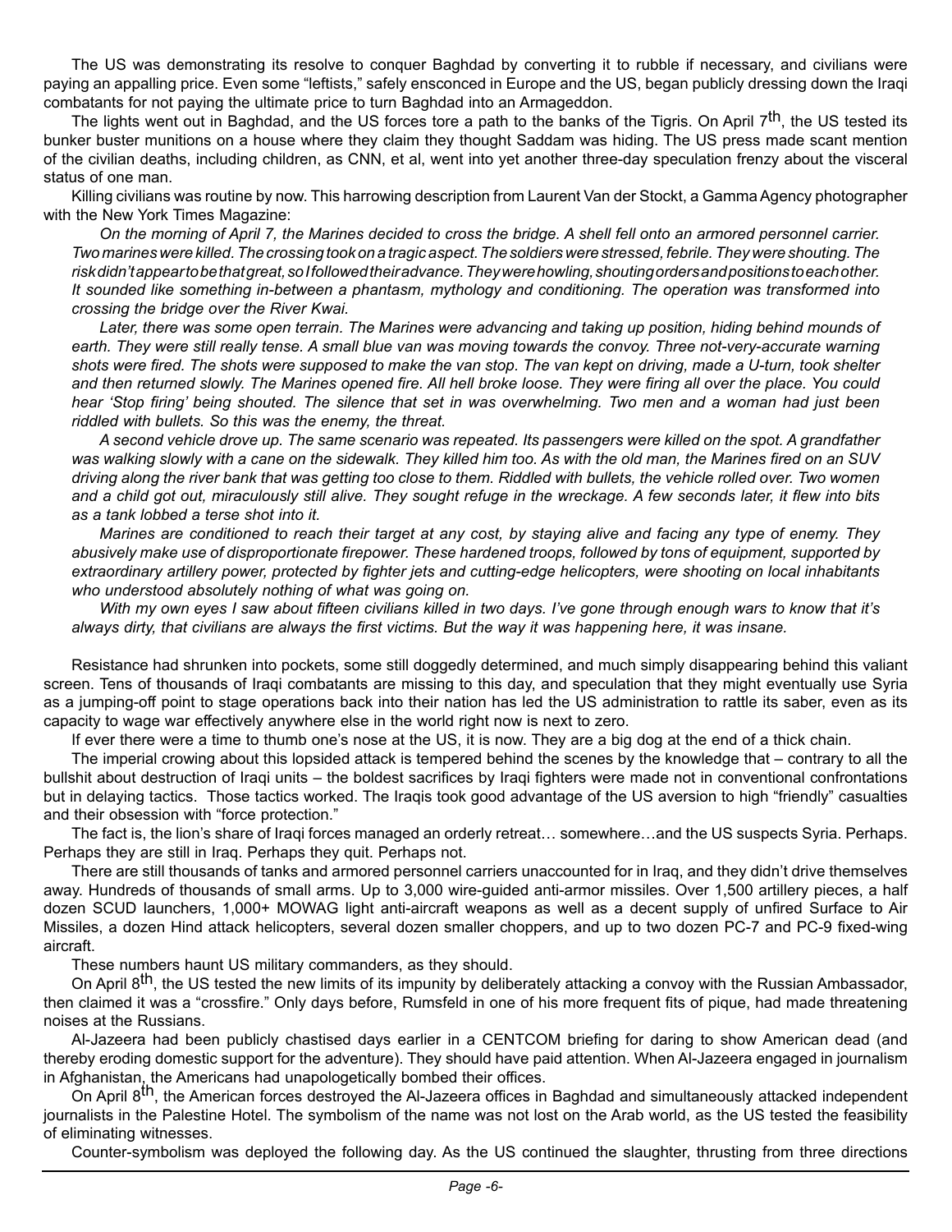The US was demonstrating its resolve to conquer Baghdad by converting it to rubble if necessary, and civilians were paying an appalling price. Even some "leftists," safely ensconced in Europe and the US, began publicly dressing down the Iraqi combatants for not paying the ultimate price to turn Baghdad into an Armageddon.

The lights went out in Baghdad, and the US forces tore a path to the banks of the Tigris. On April 7th, the US tested its bunker buster munitions on a house where they claim they thought Saddam was hiding. The US press made scant mention of the civilian deaths, including children, as CNN, et al, went into yet another three-day speculation frenzy about the visceral status of one man.

Killing civilians was routine by now. This harrowing description from Laurent Van der Stockt, a Gamma Agency photographer with the New York Times Magazine:

*On the morning of April 7, the Marines decided to cross the bridge. A shell fell onto an armored personnel carrier. Two marines were killed. The crossing took on a tragic aspect. The soldiers were stressed, febrile. They were shouting. The risk didn't appear to be that great, so I followed their advance. They were howling, shouting orders and positions to each other. It sounded like something in-between a phantasm, mythology and conditioning. The operation was transformed into crossing the bridge over the River Kwai.*

*Later, there was some open terrain. The Marines were advancing and taking up position, hiding behind mounds of earth. They were still really tense. A small blue van was moving towards the convoy. Three not-very-accurate warning shots were fired. The shots were supposed to make the van stop. The van kept on driving, made a U-turn, took shelter and then returned slowly. The Marines opened fire. All hell broke loose. They were firing all over the place. You could hear 'Stop firing' being shouted. The silence that set in was overwhelming. Two men and a woman had just been riddled with bullets. So this was the enemy, the threat.*

*A second vehicle drove up. The same scenario was repeated. Its passengers were killed on the spot. A grandfather was walking slowly with a cane on the sidewalk. They killed him too. As with the old man, the Marines fired on an SUV driving along the river bank that was getting too close to them. Riddled with bullets, the vehicle rolled over. Two women and a child got out, miraculously still alive. They sought refuge in the wreckage. A few seconds later, it flew into bits as a tank lobbed a terse shot into it.*

*Marines are conditioned to reach their target at any cost, by staying alive and facing any type of enemy. They abusively make use of disproportionate firepower. These hardened troops, followed by tons of equipment, supported by extraordinary artillery power, protected by fighter jets and cutting-edge helicopters, were shooting on local inhabitants who understood absolutely nothing of what was going on.*

*With my own eyes I saw about fifteen civilians killed in two days. I've gone through enough wars to know that it's always dirty, that civilians are always the first victims. But the way it was happening here, it was insane.*

Resistance had shrunken into pockets, some still doggedly determined, and much simply disappearing behind this valiant screen. Tens of thousands of Iraqi combatants are missing to this day, and speculation that they might eventually use Syria as a jumping-off point to stage operations back into their nation has led the US administration to rattle its saber, even as its capacity to wage war effectively anywhere else in the world right now is next to zero.

If ever there were a time to thumb one's nose at the US, it is now. They are a big dog at the end of a thick chain.

The imperial crowing about this lopsided attack is tempered behind the scenes by the knowledge that – contrary to all the bullshit about destruction of Iraqi units – the boldest sacrifices by Iraqi fighters were made not in conventional confrontations but in delaying tactics. Those tactics worked. The Iraqis took good advantage of the US aversion to high "friendly" casualties and their obsession with "force protection."

The fact is, the lion's share of Iraqi forces managed an orderly retreat… somewhere…and the US suspects Syria. Perhaps. Perhaps they are still in Iraq. Perhaps they quit. Perhaps not.

There are still thousands of tanks and armored personnel carriers unaccounted for in Iraq, and they didn't drive themselves away. Hundreds of thousands of small arms. Up to 3,000 wire-guided anti-armor missiles. Over 1,500 artillery pieces, a half dozen SCUD launchers, 1,000+ MOWAG light anti-aircraft weapons as well as a decent supply of unfired Surface to Air Missiles, a dozen Hind attack helicopters, several dozen smaller choppers, and up to two dozen PC-7 and PC-9 fixed-wing aircraft.

These numbers haunt US military commanders, as they should.

On April 8th, the US tested the new limits of its impunity by deliberately attacking a convoy with the Russian Ambassador, then claimed it was a "crossfire." Only days before, Rumsfeld in one of his more frequent fits of pique, had made threatening noises at the Russians.

Al-Jazeera had been publicly chastised days earlier in a CENTCOM briefing for daring to show American dead (and thereby eroding domestic support for the adventure). They should have paid attention. When Al-Jazeera engaged in journalism in Afghanistan, the Americans had unapologetically bombed their offices.

On April 8th, the American forces destroyed the Al-Jazeera offices in Baghdad and simultaneously attacked independent journalists in the Palestine Hotel. The symbolism of the name was not lost on the Arab world, as the US tested the feasibility of eliminating witnesses.

Counter-symbolism was deployed the following day. As the US continued the slaughter, thrusting from three directions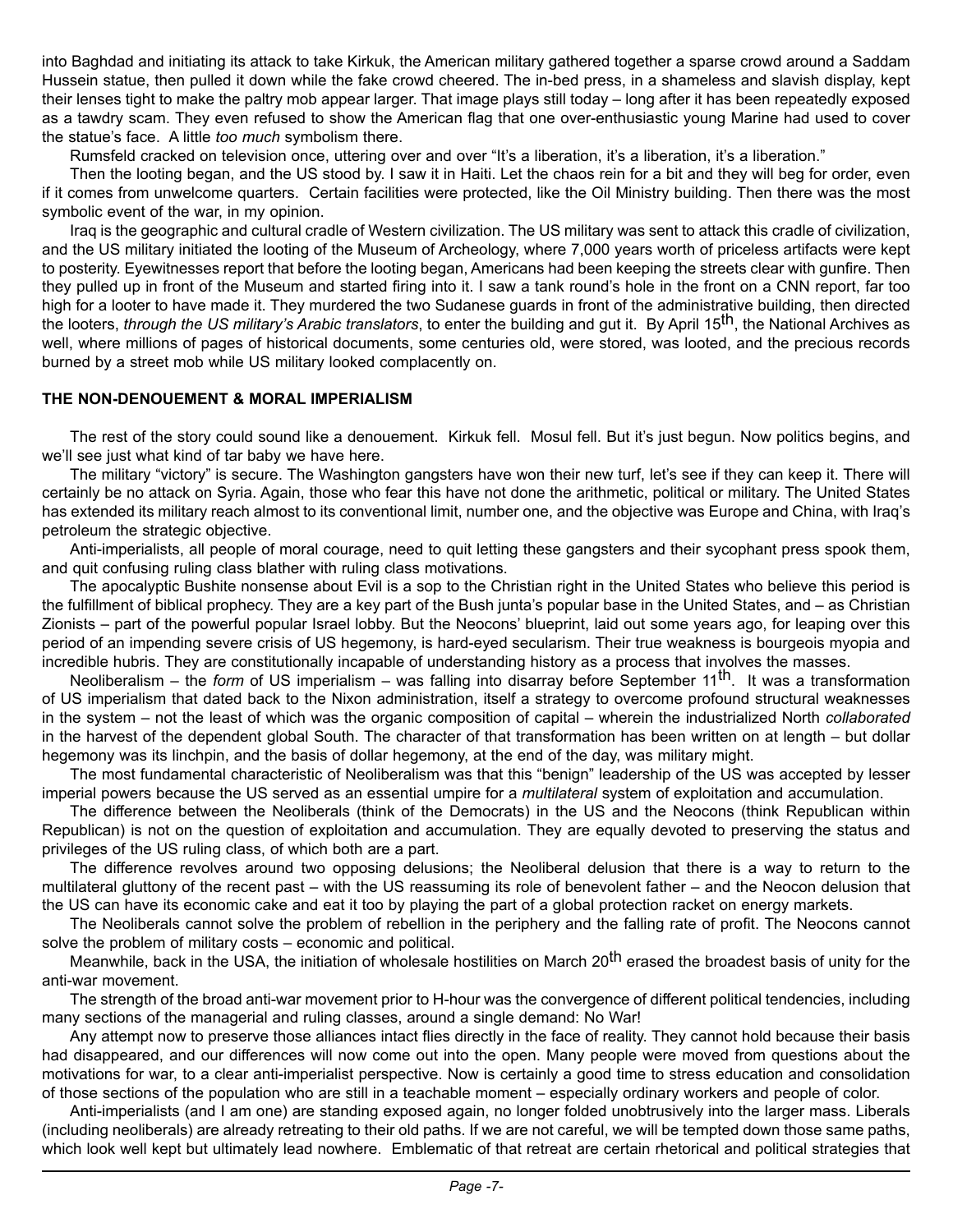into Baghdad and initiating its attack to take Kirkuk, the American military gathered together a sparse crowd around a Saddam Hussein statue, then pulled it down while the fake crowd cheered. The in-bed press, in a shameless and slavish display, kept their lenses tight to make the paltry mob appear larger. That image plays still today – long after it has been repeatedly exposed as a tawdry scam. They even refused to show the American flag that one over-enthusiastic young Marine had used to cover the statue's face. A little *too much* symbolism there.

Rumsfeld cracked on television once, uttering over and over "It's a liberation, it's a liberation, it's a liberation."

Then the looting began, and the US stood by. I saw it in Haiti. Let the chaos rein for a bit and they will beg for order, even if it comes from unwelcome quarters. Certain facilities were protected, like the Oil Ministry building. Then there was the most symbolic event of the war, in my opinion.

Iraq is the geographic and cultural cradle of Western civilization. The US military was sent to attack this cradle of civilization, and the US military initiated the looting of the Museum of Archeology, where 7,000 years worth of priceless artifacts were kept to posterity. Eyewitnesses report that before the looting began, Americans had been keeping the streets clear with gunfire. Then they pulled up in front of the Museum and started firing into it. I saw a tank round's hole in the front on a CNN report, far too high for a looter to have made it. They murdered the two Sudanese guards in front of the administrative building, then directed the looters, *through the US military's Arabic translators*, to enter the building and gut it. By April 15th, the National Archives as well, where millions of pages of historical documents, some centuries old, were stored, was looted, and the precious records burned by a street mob while US military looked complacently on.

**THE NON-DENOUEMENT & MORAL IMPERIALISM**

The rest of the story could sound like a denouement. Kirkuk fell. Mosul fell. But it's just begun. Now politics begins, and we'll see just what kind of tar baby we have here.

The military "victory" is secure. The Washington gangsters have won their new turf, let's see if they can keep it. There will certainly be no attack on Syria. Again, those who fear this have not done the arithmetic, political or military. The United States has extended its military reach almost to its conventional limit, number one, and the objective was Europe and China, with Iraq's petroleum the strategic objective.

Anti-imperialists, all people of moral courage, need to quit letting these gangsters and their sycophant press spook them, and quit confusing ruling class blather with ruling class motivations.

The apocalyptic Bushite nonsense about Evil is a sop to the Christian right in the United States who believe this period is the fulfillment of biblical prophecy. They are a key part of the Bush junta's popular base in the United States, and – as Christian Zionists – part of the powerful popular Israel lobby. But the Neocons' blueprint, laid out some years ago, for leaping over this period of an impending severe crisis of US hegemony, is hard-eyed secularism. Their true weakness is bourgeois myopia and incredible hubris. They are constitutionally incapable of understanding history as a process that involves the masses.

Neoliberalism – the *form* of US imperialism – was falling into disarray before September 11th. It was a transformation of US imperialism that dated back to the Nixon administration, itself a strategy to overcome profound structural weaknesses in the system – not the least of which was the organic composition of capital – wherein the industrialized North *collaborated* in the harvest of the dependent global South. The character of that transformation has been written on at length – but dollar hegemony was its linchpin, and the basis of dollar hegemony, at the end of the day, was military might.

The most fundamental characteristic of Neoliberalism was that this "benign" leadership of the US was accepted by lesser imperial powers because the US served as an essential umpire for a *multilateral* system of exploitation and accumulation.

The difference between the Neoliberals (think of the Democrats) in the US and the Neocons (think Republican within Republican) is not on the question of exploitation and accumulation. They are equally devoted to preserving the status and privileges of the US ruling class, of which both are a part.

The difference revolves around two opposing delusions; the Neoliberal delusion that there is a way to return to the multilateral gluttony of the recent past – with the US reassuming its role of benevolent father – and the Neocon delusion that the US can have its economic cake and eat it too by playing the part of a global protection racket on energy markets.

The Neoliberals cannot solve the problem of rebellion in the periphery and the falling rate of profit. The Neocons cannot solve the problem of military costs – economic and political.

Meanwhile, back in the USA, the initiation of wholesale hostilities on March 20th erased the broadest basis of unity for the anti-war movement.

The strength of the broad anti-war movement prior to H-hour was the convergence of different political tendencies, including many sections of the managerial and ruling classes, around a single demand: No War!

Any attempt now to preserve those alliances intact flies directly in the face of reality. They cannot hold because their basis had disappeared, and our differences will now come out into the open. Many people were moved from questions about the motivations for war, to a clear anti-imperialist perspective. Now is certainly a good time to stress education and consolidation of those sections of the population who are still in a teachable moment – especially ordinary workers and people of color.

Anti-imperialists (and I am one) are standing exposed again, no longer folded unobtrusively into the larger mass. Liberals (including neoliberals) are already retreating to their old paths. If we are not careful, we will be tempted down those same paths, which look well kept but ultimately lead nowhere. Emblematic of that retreat are certain rhetorical and political strategies that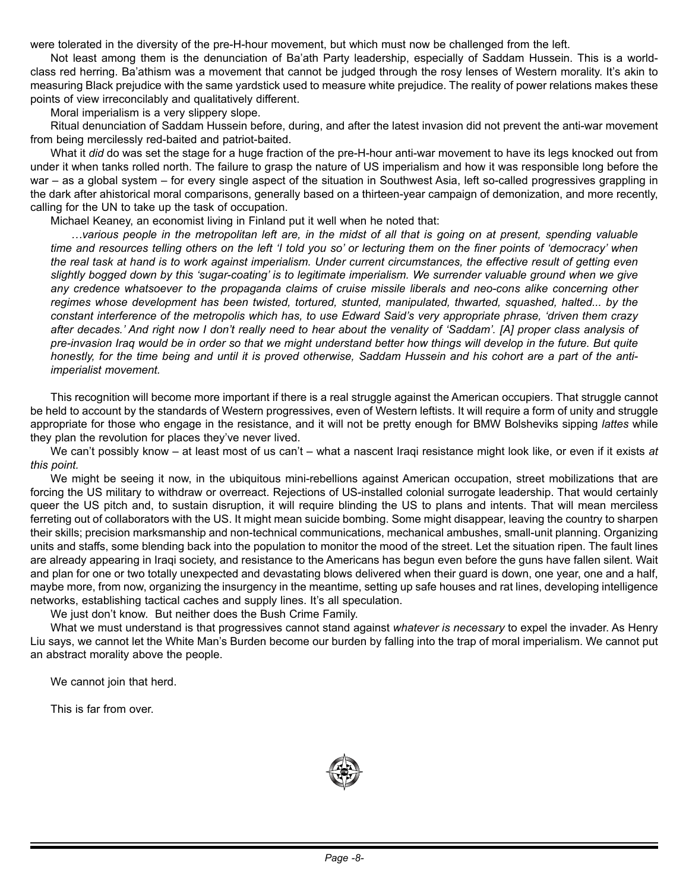were tolerated in the diversity of the pre-H-hour movement, but which must now be challenged from the left.

Not least among them is the denunciation of Ba'ath Party leadership, especially of Saddam Hussein. This is a world-class red herring. Ba'athism was a movement that cannot be judged through the rosy lenses of Western morality. It's akin to measuring Black prejudice with the same yardstick used to measure white prejudice. The reality of power relations makes these points of view irreconcilably and qualitatively different.

Moral imperialism is a very slippery slope.

Ritual denunciation of Saddam Hussein before, during, and after the latest invasion did not prevent the anti-war movement from being mercilessly red-baited and patriot-baited.

What it *did* do was set the stage for a huge fraction of the pre-H-hour anti-war movement to have its legs knocked out from under it when tanks rolled north. The failure to grasp the nature of US imperialism and how it was responsible long before the war – as a global system – for every single aspect of the situation in Southwest Asia, left so-called progressives grappling in the dark after ahistorical moral comparisons, generally based on a thirteen-year campaign of demonization, and more recently, calling for the UN to take up the task of occupation.

Michael Keaney, an economist living in Finland put it well when he noted that:

> *…various people in the metropolitan left are, in the midst of all that is going on at present, spending valuable time and resources telling others on the left 'I told you so' or lecturing them on the finer points of 'democracy' when the real task at hand is to work against imperialism. Under current circumstances, the effective result of getting even slightly bogged down by this 'sugar-coating' is to legitimate imperialism. We surrender valuable ground when we give any credence whatsoever to the propaganda claims of cruise missile liberals and neo-cons alike concerning other regimes whose development has been twisted, tortured, stunted, manipulated, thwarted, squashed, halted... by the constant interference of the metropolis which has, to use Edward Said's very appropriate phrase, 'driven them crazy after decades.' And right now I don't really need to hear about the venality of 'Saddam'. [A] proper class analysis of pre-invasion Iraq would be in order so that we might understand better how things will develop in the future. But quite honestly, for the time being and until it is proved otherwise, Saddam Hussein and his cohort are a part of the anti-imperialist movement.*

This recognition will become more important if there is a real struggle against the American occupiers. That struggle cannot be held to account by the standards of Western progressives, even of Western leftists. It will require a form of unity and struggle appropriate for those who engage in the resistance, and it will not be pretty enough for BMW Bolsheviks sipping *lattes* while they plan the revolution for places they've never lived.

We can't possibly know – at least most of us can't – what a nascent Iraqi resistance might look like, or even if it exists *at this point.*

We might be seeing it now, in the ubiquitous mini-rebellions against American occupation, street mobilizations that are forcing the US military to withdraw or overreact. Rejections of US-installed colonial surrogate leadership. That would certainly queer the US pitch and, to sustain disruption, it will require blinding the US to plans and intents. That will mean merciless ferreting out of collaborators with the US. It might mean suicide bombing. Some might disappear, leaving the country to sharpen their skills; precision marksmanship and non-technical communications, mechanical ambushes, small-unit planning. Organizing units and staffs, some blending back into the population to monitor the mood of the street. Let the situation ripen. The fault lines are already appearing in Iraqi society, and resistance to the Americans has begun even before the guns have fallen silent. Wait and plan for one or two totally unexpected and devastating blows delivered when their guard is down, one year, one and a half, maybe more, from now, organizing the insurgency in the meantime, setting up safe houses and rat lines, developing intelligence networks, establishing tactical caches and supply lines. It's all speculation.

We just don't know. But neither does the Bush Crime Family.

What we must understand is that progressives cannot stand against *whatever is necessary* to expel the invader. As Henry Liu says, we cannot let the White Man's Burden become our burden by falling into the trap of moral imperialism. We cannot put an abstract morality above the people.

We cannot join that herd.

This is far from over.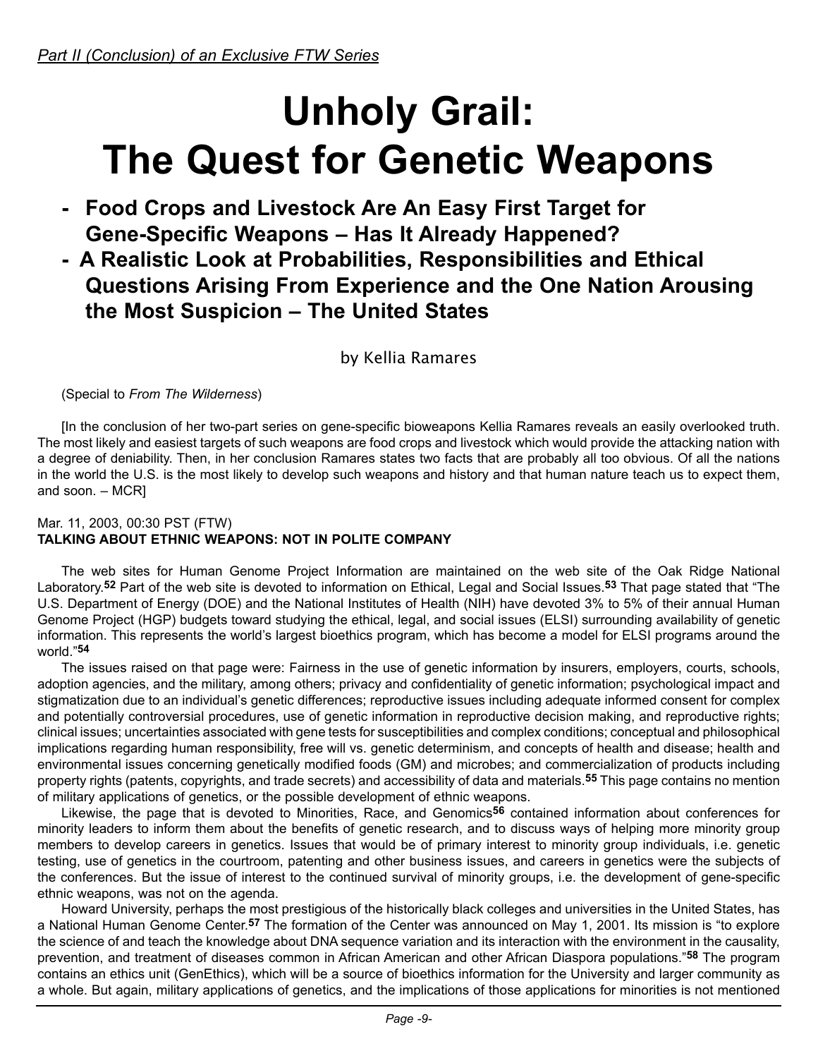*Part II (Conclusion) of an Exclusive FTW Series*

# Unholy Grail: The Quest for Genetic Weapons

## - Food Crops and Livestock Are An Easy First Target for Gene-Specific Weapons – Has It Already Happened?
## - A Realistic Look at Probabilities, Responsibilities and Ethical Questions Arising From Experience and the One Nation Arousing the Most Suspicion – The United States

by Kellia Ramares

(Special to *From The Wilderness*)

[In the conclusion of her two-part series on gene-specific bioweapons Kellia Ramares reveals an easily overlooked truth. The most likely and easiest targets of such weapons are food crops and livestock which would provide the attacking nation with a degree of deniability. Then, in her conclusion Ramares states two facts that are probably all too obvious. Of all the nations in the world the U.S. is the most likely to develop such weapons and history and that human nature teach us to expect them, and soon. – MCR]

Mar. 11, 2003, 00:30 PST (FTW)
**TALKING ABOUT ETHNIC WEAPONS: NOT IN POLITE COMPANY**

The web sites for Human Genome Project Information are maintained on the web site of the Oak Ridge National Laboratory.**[52]** Part of the web site is devoted to information on Ethical, Legal and Social Issues.**[53]** That page stated that "The U.S. Department of Energy (DOE) and the National Institutes of Health (NIH) have devoted 3% to 5% of their annual Human Genome Project (HGP) budgets toward studying the ethical, legal, and social issues (ELSI) surrounding availability of genetic information. This represents the world's largest bioethics program, which has become a model for ELSI programs around the world."**[54]**

The issues raised on that page were: Fairness in the use of genetic information by insurers, employers, courts, schools, adoption agencies, and the military, among others; privacy and confidentiality of genetic information; psychological impact and stigmatization due to an individual's genetic differences; reproductive issues including adequate informed consent for complex and potentially controversial procedures, use of genetic information in reproductive decision making, and reproductive rights; clinical issues; uncertainties associated with gene tests for susceptibilities and complex conditions; conceptual and philosophical implications regarding human responsibility, free will vs. genetic determinism, and concepts of health and disease; health and environmental issues concerning genetically modified foods (GM) and microbes; and commercialization of products including property rights (patents, copyrights, and trade secrets) and accessibility of data and materials.**[55]** This page contains no mention of military applications of genetics, or the possible development of ethnic weapons.

Likewise, the page that is devoted to Minorities, Race, and Genomics**[56]** contained information about conferences for minority leaders to inform them about the benefits of genetic research, and to discuss ways of helping more minority group members to develop careers in genetics. Issues that would be of primary interest to minority group individuals, i.e. genetic testing, use of genetics in the courtroom, patenting and other business issues, and careers in genetics were the subjects of the conferences. But the issue of interest to the continued survival of minority groups, i.e. the development of gene-specific ethnic weapons, was not on the agenda.

Howard University, perhaps the most prestigious of the historically black colleges and universities in the United States, has a National Human Genome Center.**[57]** The formation of the Center was announced on May 1, 2001. Its mission is "to explore the science of and teach the knowledge about DNA sequence variation and its interaction with the environment in the causality, prevention, and treatment of diseases common in African American and other African Diaspora populations."**[58]** The program contains an ethics unit (GenEthics), which will be a source of bioethics information for the University and larger community as a whole. But again, military applications of genetics, and the implications of those applications for minorities is not mentioned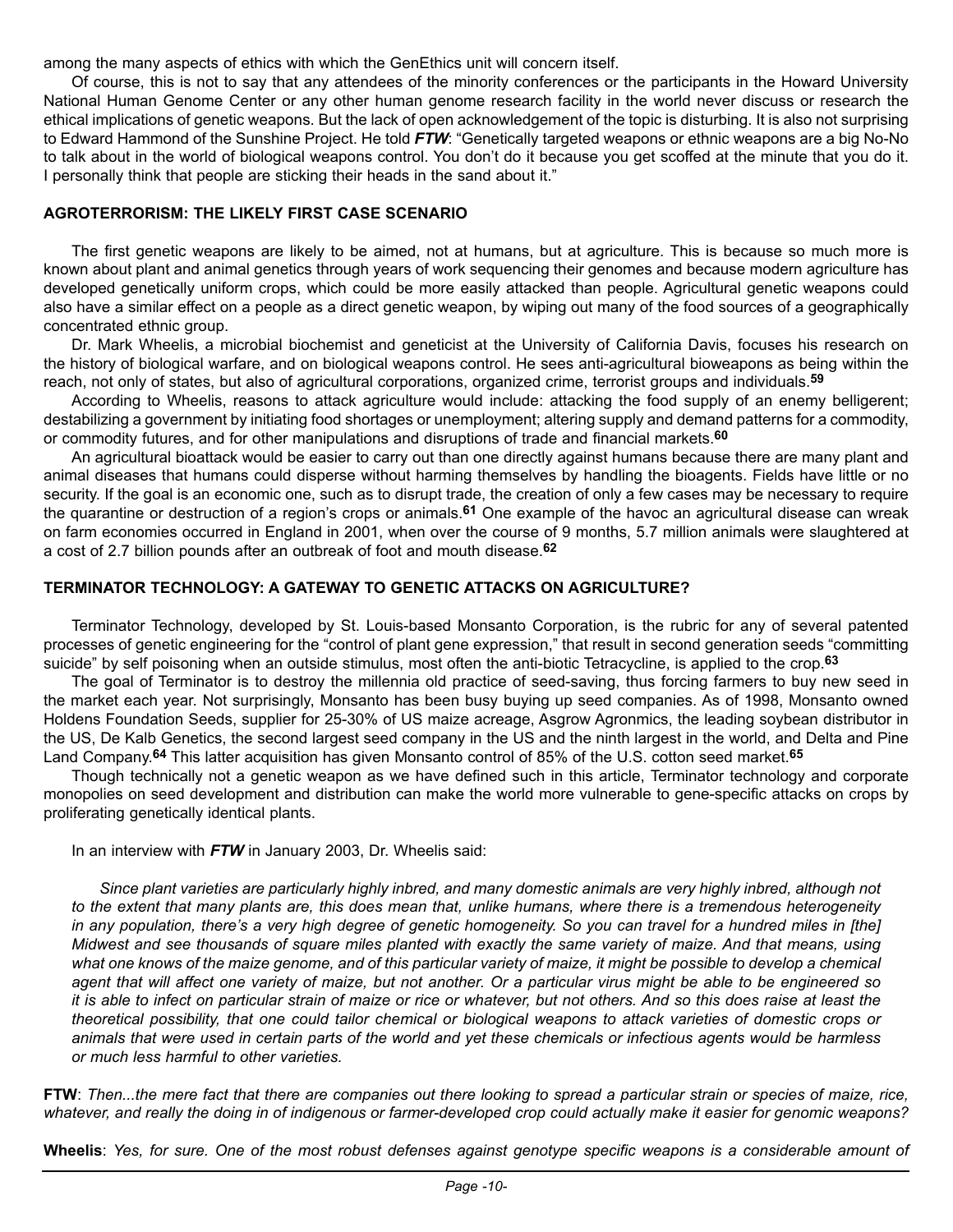among the many aspects of ethics with which the GenEthics unit will concern itself.

Of course, this is not to say that any attendees of the minority conferences or the participants in the Howard University National Human Genome Center or any other human genome research facility in the world never discuss or research the ethical implications of genetic weapons. But the lack of open acknowledgement of the topic is disturbing. It is also not surprising to Edward Hammond of the Sunshine Project. He told ***FTW***: "Genetically targeted weapons or ethnic weapons are a big No-No to talk about in the world of biological weapons control. You don't do it because you get scoffed at the minute that you do it. I personally think that people are sticking their heads in the sand about it."

### AGROTERRORISM: THE LIKELY FIRST CASE SCENARIO

The first genetic weapons are likely to be aimed, not at humans, but at agriculture. This is because so much more is known about plant and animal genetics through years of work sequencing their genomes and because modern agriculture has developed genetically uniform crops, which could be more easily attacked than people. Agricultural genetic weapons could also have a similar effect on a people as a direct genetic weapon, by wiping out many of the food sources of a geographically concentrated ethnic group.

Dr. Mark Wheelis, a microbial biochemist and geneticist at the University of California Davis, focuses his research on the history of biological warfare, and on biological weapons control. He sees anti-agricultural bioweapons as being within the reach, not only of states, but also of agricultural corporations, organized crime, terrorist groups and individuals.[59]

According to Wheelis, reasons to attack agriculture would include: attacking the food supply of an enemy belligerent; destabilizing a government by initiating food shortages or unemployment; altering supply and demand patterns for a commodity, or commodity futures, and for other manipulations and disruptions of trade and financial markets.[60]

An agricultural bioattack would be easier to carry out than one directly against humans because there are many plant and animal diseases that humans could disperse without harming themselves by handling the bioagents. Fields have little or no security. If the goal is an economic one, such as to disrupt trade, the creation of only a few cases may be necessary to require the quarantine or destruction of a region's crops or animals.[61] One example of the havoc an agricultural disease can wreak on farm economies occurred in England in 2001, when over the course of 9 months, 5.7 million animals were slaughtered at a cost of 2.7 billion pounds after an outbreak of foot and mouth disease.[62]

### TERMINATOR TECHNOLOGY: A GATEWAY TO GENETIC ATTACKS ON AGRICULTURE?

Terminator Technology, developed by St. Louis-based Monsanto Corporation, is the rubric for any of several patented processes of genetic engineering for the "control of plant gene expression," that result in second generation seeds "committing suicide" by self poisoning when an outside stimulus, most often the anti-biotic Tetracycline, is applied to the crop.[63]

The goal of Terminator is to destroy the millennia old practice of seed-saving, thus forcing farmers to buy new seed in the market each year. Not surprisingly, Monsanto has been busy buying up seed companies. As of 1998, Monsanto owned Holdens Foundation Seeds, supplier for 25-30% of US maize acreage, Asgrow Agronmics, the leading soybean distributor in the US, De Kalb Genetics, the second largest seed company in the US and the ninth largest in the world, and Delta and Pine Land Company.[64] This latter acquisition has given Monsanto control of 85% of the U.S. cotton seed market.[65]

Though technically not a genetic weapon as we have defined such in this article, Terminator technology and corporate monopolies on seed development and distribution can make the world more vulnerable to gene-specific attacks on crops by proliferating genetically identical plants.

In an interview with ***FTW*** in January 2003, Dr. Wheelis said:

> *Since plant varieties are particularly highly inbred, and many domestic animals are very highly inbred, although not to the extent that many plants are, this does mean that, unlike humans, where there is a tremendous heterogeneity in any population, there's a very high degree of genetic homogeneity. So you can travel for a hundred miles in [the] Midwest and see thousands of square miles planted with exactly the same variety of maize. And that means, using what one knows of the maize genome, and of this particular variety of maize, it might be possible to develop a chemical agent that will affect one variety of maize, but not another. Or a particular virus might be able to be engineered so it is able to infect on particular strain of maize or rice or whatever, but not others. And so this does raise at least the theoretical possibility, that one could tailor chemical or biological weapons to attack varieties of domestic crops or animals that were used in certain parts of the world and yet these chemicals or infectious agents would be harmless or much less harmful to other varieties.*

**FTW**: *Then...the mere fact that there are companies out there looking to spread a particular strain or species of maize, rice, whatever, and really the doing in of indigenous or farmer-developed crop could actually make it easier for genomic weapons?*

**Wheelis**: *Yes, for sure. One of the most robust defenses against genotype specific weapons is a considerable amount of*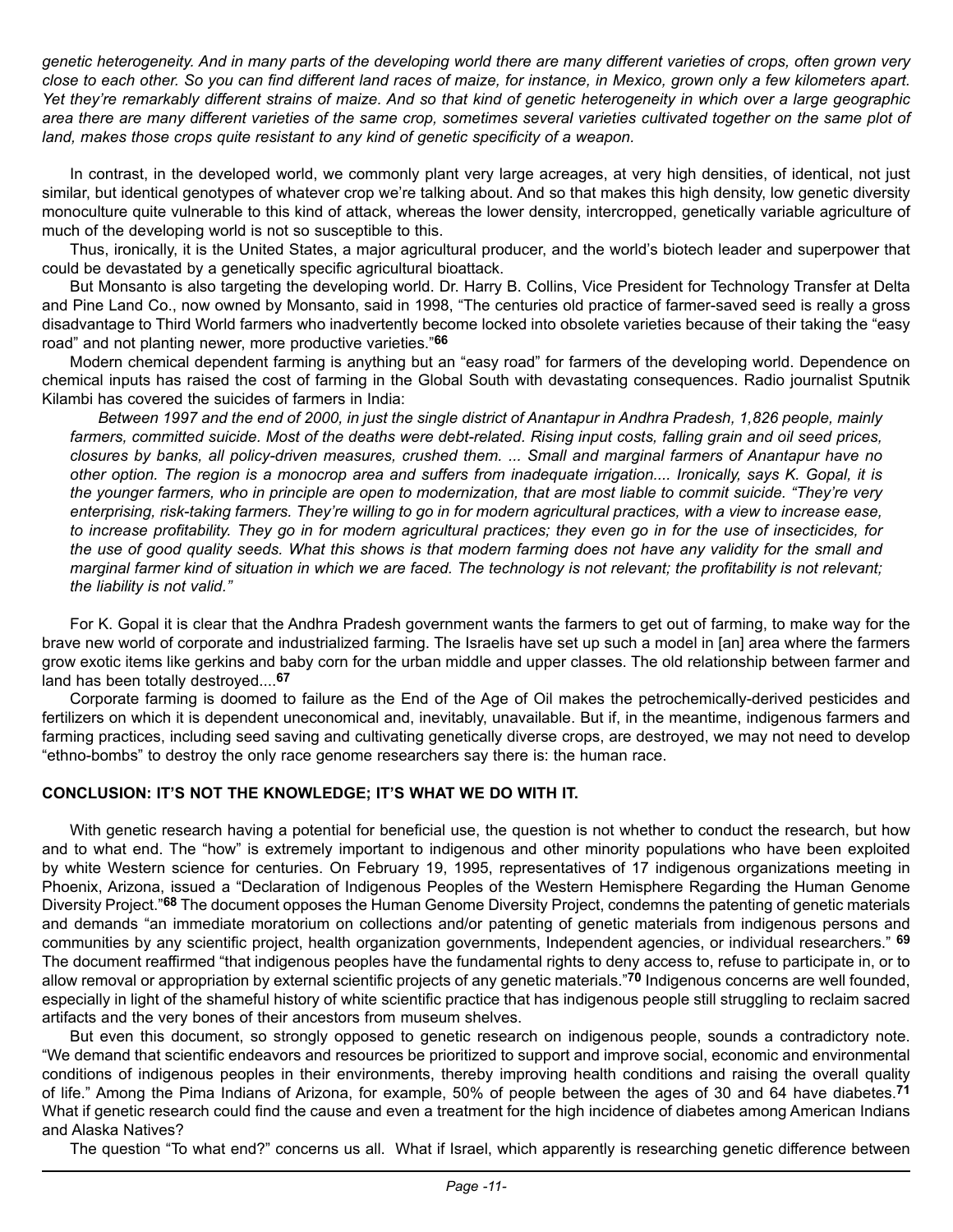*genetic heterogeneity. And in many parts of the developing world there are many different varieties of crops, often grown very close to each other. So you can find different land races of maize, for instance, in Mexico, grown only a few kilometers apart. Yet they're remarkably different strains of maize. And so that kind of genetic heterogeneity in which over a large geographic area there are many different varieties of the same crop, sometimes several varieties cultivated together on the same plot of land, makes those crops quite resistant to any kind of genetic specificity of a weapon.*

In contrast, in the developed world, we commonly plant very large acreages, at very high densities, of identical, not just similar, but identical genotypes of whatever crop we're talking about. And so that makes this high density, low genetic diversity monoculture quite vulnerable to this kind of attack, whereas the lower density, intercropped, genetically variable agriculture of much of the developing world is not so susceptible to this.

Thus, ironically, it is the United States, a major agricultural producer, and the world's biotech leader and superpower that could be devastated by a genetically specific agricultural bioattack.

But Monsanto is also targeting the developing world. Dr. Harry B. Collins, Vice President for Technology Transfer at Delta and Pine Land Co., now owned by Monsanto, said in 1998, "The centuries old practice of farmer-saved seed is really a gross disadvantage to Third World farmers who inadvertently become locked into obsolete varieties because of their taking the "easy road" and not planting newer, more productive varieties."**[66]**

Modern chemical dependent farming is anything but an "easy road" for farmers of the developing world. Dependence on chemical inputs has raised the cost of farming in the Global South with devastating consequences. Radio journalist Sputnik Kilambi has covered the suicides of farmers in India:

*Between 1997 and the end of 2000, in just the single district of Anantapur in Andhra Pradesh, 1,826 people, mainly farmers, committed suicide. Most of the deaths were debt-related. Rising input costs, falling grain and oil seed prices, closures by banks, all policy-driven measures, crushed them. ... Small and marginal farmers of Anantapur have no other option. The region is a monocrop area and suffers from inadequate irrigation.... Ironically, says K. Gopal, it is the younger farmers, who in principle are open to modernization, that are most liable to commit suicide. "They're very enterprising, risk-taking farmers. They're willing to go in for modern agricultural practices, with a view to increase ease, to increase profitability. They go in for modern agricultural practices; they even go in for the use of insecticides, for the use of good quality seeds. What this shows is that modern farming does not have any validity for the small and marginal farmer kind of situation in which we are faced. The technology is not relevant; the profitability is not relevant; the liability is not valid."*

For K. Gopal it is clear that the Andhra Pradesh government wants the farmers to get out of farming, to make way for the brave new world of corporate and industrialized farming. The Israelis have set up such a model in [an] area where the farmers grow exotic items like gerkins and baby corn for the urban middle and upper classes. The old relationship between farmer and land has been totally destroyed....**[67]**

Corporate farming is doomed to failure as the End of the Age of Oil makes the petrochemically-derived pesticides and fertilizers on which it is dependent uneconomical and, inevitably, unavailable. But if, in the meantime, indigenous farmers and farming practices, including seed saving and cultivating genetically diverse crops, are destroyed, we may not need to develop "ethno-bombs" to destroy the only race genome researchers say there is: the human race.

## CONCLUSION: IT'S NOT THE KNOWLEDGE; IT'S WHAT WE DO WITH IT.

With genetic research having a potential for beneficial use, the question is not whether to conduct the research, but how and to what end. The "how" is extremely important to indigenous and other minority populations who have been exploited by white Western science for centuries. On February 19, 1995, representatives of 17 indigenous organizations meeting in Phoenix, Arizona, issued a "Declaration of Indigenous Peoples of the Western Hemisphere Regarding the Human Genome Diversity Project."**[68]** The document opposes the Human Genome Diversity Project, condemns the patenting of genetic materials and demands "an immediate moratorium on collections and/or patenting of genetic materials from indigenous persons and communities by any scientific project, health organization governments, Independent agencies, or individual researchers." **[69]** The document reaffirmed "that indigenous peoples have the fundamental rights to deny access to, refuse to participate in, or to allow removal or appropriation by external scientific projects of any genetic materials."**[70]** Indigenous concerns are well founded, especially in light of the shameful history of white scientific practice that has indigenous people still struggling to reclaim sacred artifacts and the very bones of their ancestors from museum shelves.

But even this document, so strongly opposed to genetic research on indigenous people, sounds a contradictory note. "We demand that scientific endeavors and resources be prioritized to support and improve social, economic and environmental conditions of indigenous peoples in their environments, thereby improving health conditions and raising the overall quality of life." Among the Pima Indians of Arizona, for example, 50% of people between the ages of 30 and 64 have diabetes.**[71]** What if genetic research could find the cause and even a treatment for the high incidence of diabetes among American Indians and Alaska Natives?

The question "To what end?" concerns us all. What if Israel, which apparently is researching genetic difference between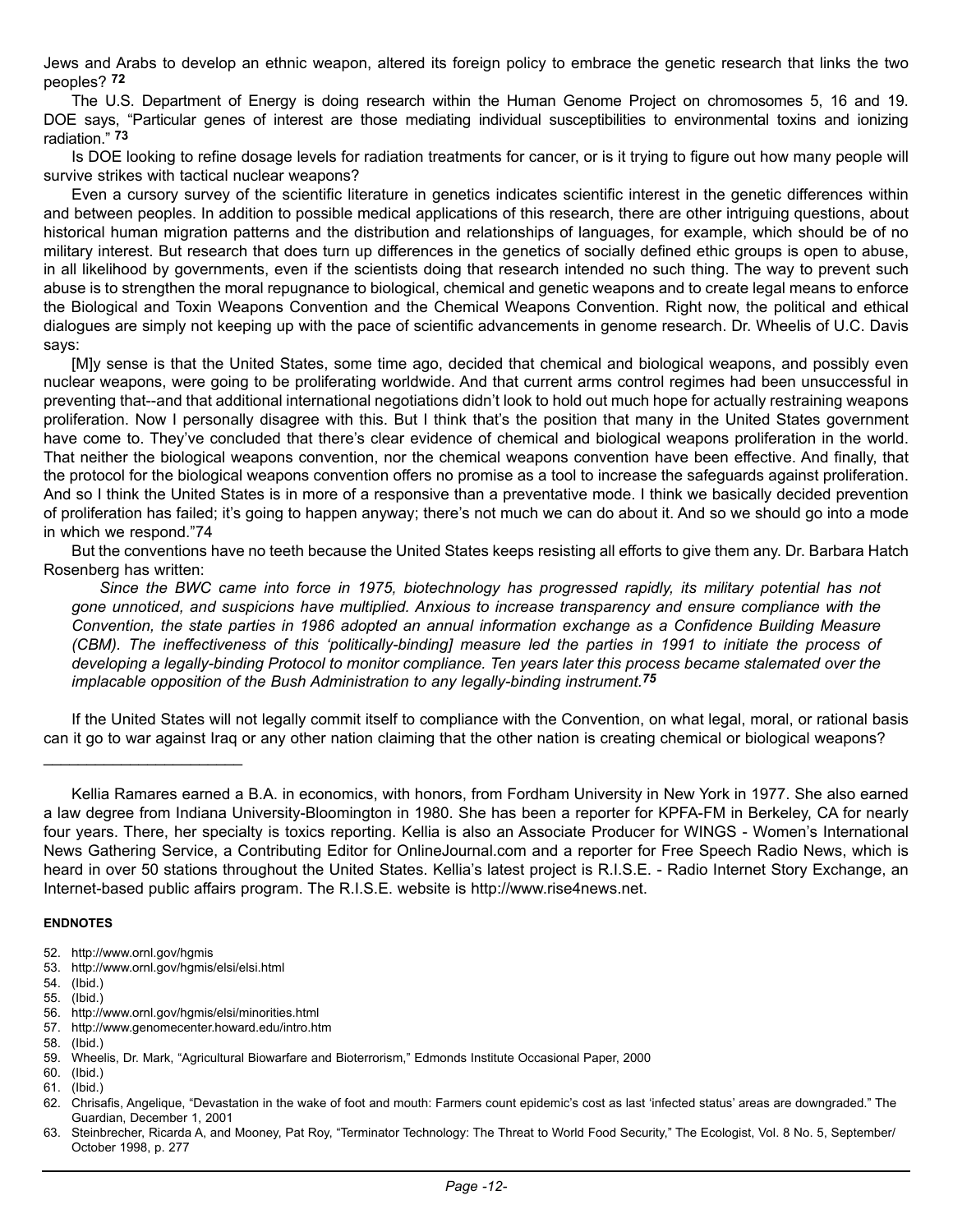Jews and Arabs to develop an ethnic weapon, altered its foreign policy to embrace the genetic research that links the two peoples? [72]

The U.S. Department of Energy is doing research within the Human Genome Project on chromosomes 5, 16 and 19. DOE says, "Particular genes of interest are those mediating individual susceptibilities to environmental toxins and ionizing radiation." [73]

Is DOE looking to refine dosage levels for radiation treatments for cancer, or is it trying to figure out how many people will survive strikes with tactical nuclear weapons?

Even a cursory survey of the scientific literature in genetics indicates scientific interest in the genetic differences within and between peoples. In addition to possible medical applications of this research, there are other intriguing questions, about historical human migration patterns and the distribution and relationships of languages, for example, which should be of no military interest. But research that does turn up differences in the genetics of socially defined ethic groups is open to abuse, in all likelihood by governments, even if the scientists doing that research intended no such thing. The way to prevent such abuse is to strengthen the moral repugnance to biological, chemical and genetic weapons and to create legal means to enforce the Biological and Toxin Weapons Convention and the Chemical Weapons Convention. Right now, the political and ethical dialogues are simply not keeping up with the pace of scientific advancements in genome research. Dr. Wheelis of U.C. Davis says:

[M]y sense is that the United States, some time ago, decided that chemical and biological weapons, and possibly even nuclear weapons, were going to be proliferating worldwide. And that current arms control regimes had been unsuccessful in preventing that--and that additional international negotiations didn't look to hold out much hope for actually restraining weapons proliferation. Now I personally disagree with this. But I think that's the position that many in the United States government have come to. They've concluded that there's clear evidence of chemical and biological weapons proliferation in the world. That neither the biological weapons convention, nor the chemical weapons convention have been effective. And finally, that the protocol for the biological weapons convention offers no promise as a tool to increase the safeguards against proliferation. And so I think the United States is in more of a responsive than a preventative mode. I think we basically decided prevention of proliferation has failed; it's going to happen anyway; there's not much we can do about it. And so we should go into a mode in which we respond."74

But the conventions have no teeth because the United States keeps resisting all efforts to give them any. Dr. Barbara Hatch Rosenberg has written:

*Since the BWC came into force in 1975, biotechnology has progressed rapidly, its military potential has not gone unnoticed, and suspicions have multiplied. Anxious to increase transparency and ensure compliance with the Convention, the state parties in 1986 adopted an annual information exchange as a Confidence Building Measure (CBM). The ineffectiveness of this 'politically-binding] measure led the parties in 1991 to initiate the process of developing a legally-binding Protocol to monitor compliance. Ten years later this process became stalemated over the implacable opposition of the Bush Administration to any legally-binding instrument.*[75]

If the United States will not legally commit itself to compliance with the Convention, on what legal, moral, or rational basis can it go to war against Iraq or any other nation claiming that the other nation is creating chemical or biological weapons?

______________________

Kellia Ramares earned a B.A. in economics, with honors, from Fordham University in New York in 1977. She also earned a law degree from Indiana University-Bloomington in 1980. She has been a reporter for KPFA-FM in Berkeley, CA for nearly four years. There, her specialty is toxics reporting. Kellia is also an Associate Producer for WINGS - Women's International News Gathering Service, a Contributing Editor for OnlineJournal.com and a reporter for Free Speech Radio News, which is heard in over 50 stations throughout the United States. Kellia's latest project is R.I.S.E. - Radio Internet Story Exchange, an Internet-based public affairs program. The R.I.S.E. website is http://www.rise4news.net.

#### ENDNOTES

52. http://www.ornl.gov/hgmis
53. http://www.ornl.gov/hgmis/elsi/elsi.html
54. (Ibid.)
55. (Ibid.)
56. http://www.ornl.gov/hgmis/elsi/minorities.html
57. http://www.genomecenter.howard.edu/intro.htm
58. (Ibid.)
59. Wheelis, Dr. Mark, "Agricultural Biowarfare and Bioterrorism," Edmonds Institute Occasional Paper, 2000
60. (Ibid.)
61. (Ibid.)
62. Chrisafis, Angelique, "Devastation in the wake of foot and mouth: Farmers count epidemic's cost as last 'infected status' areas are downgraded." The Guardian, December 1, 2001
63. Steinbrecher, Ricarda A, and Mooney, Pat Roy, "Terminator Technology: The Threat to World Food Security," The Ecologist, Vol. 8 No. 5, September/October 1998, p. 277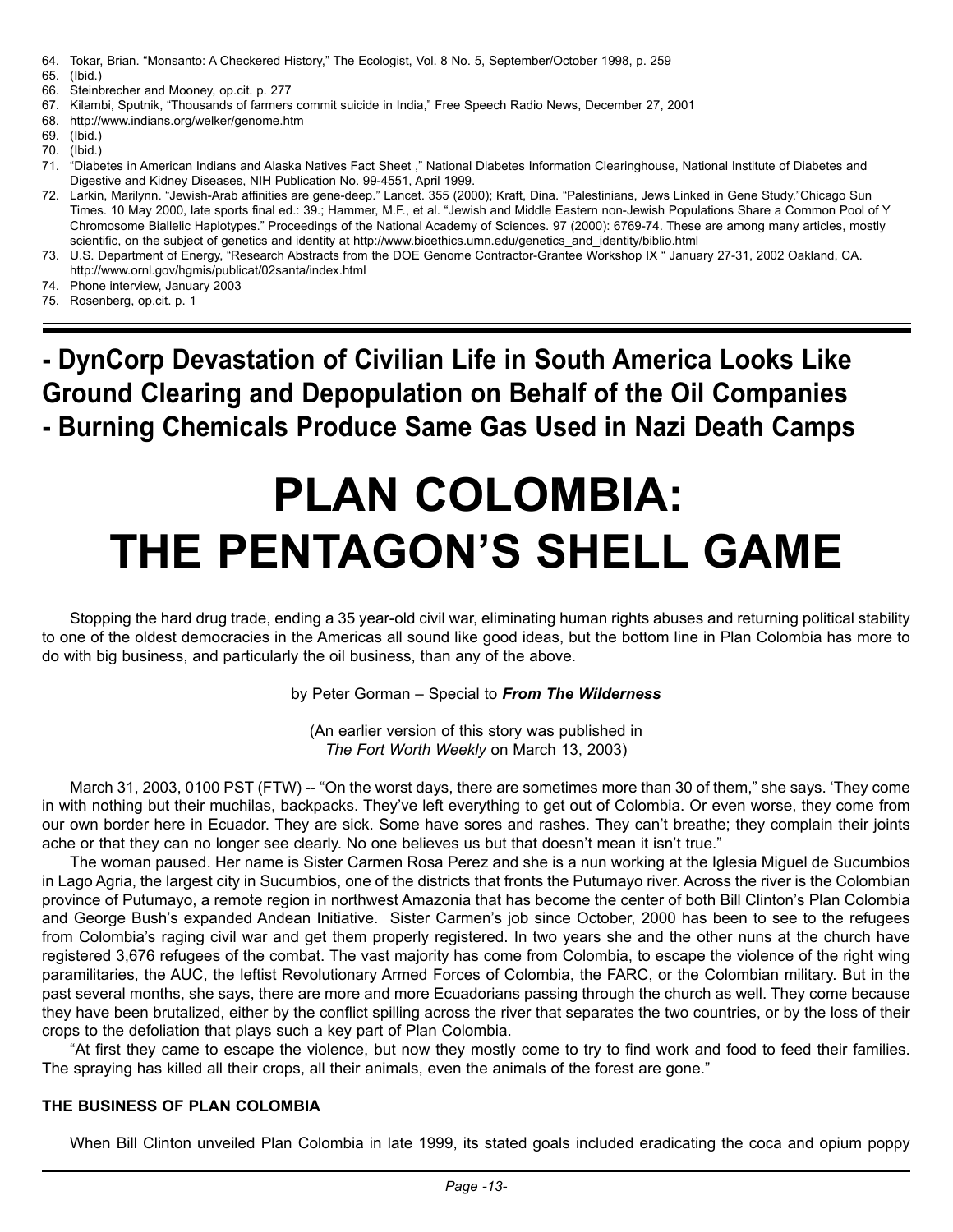64. Tokar, Brian. "Monsanto: A Checkered History," The Ecologist, Vol. 8 No. 5, September/October 1998, p. 259
65. (Ibid.)
66. Steinbrecher and Mooney, op.cit. p. 277
67. Kilambi, Sputnik, "Thousands of farmers commit suicide in India," Free Speech Radio News, December 27, 2001
68. http://www.indians.org/welker/genome.htm
69. (Ibid.)
70. (Ibid.)
71. "Diabetes in American Indians and Alaska Natives Fact Sheet ," National Diabetes Information Clearinghouse, National Institute of Diabetes and Digestive and Kidney Diseases, NIH Publication No. 99-4551, April 1999.
72. Larkin, Marilynn. "Jewish-Arab affinities are gene-deep." Lancet. 355 (2000); Kraft, Dina. "Palestinians, Jews Linked in Gene Study."Chicago Sun Times. 10 May 2000, late sports final ed.: 39.; Hammer, M.F., et al. "Jewish and Middle Eastern non-Jewish Populations Share a Common Pool of Y Chromosome Biallelic Haplotypes." Proceedings of the National Academy of Sciences. 97 (2000): 6769-74. These are among many articles, mostly scientific, on the subject of genetics and identity at http://www.bioethics.umn.edu/genetics_and_identity/biblio.html
73. U.S. Department of Energy, "Research Abstracts from the DOE Genome Contractor-Grantee Workshop IX " January 27-31, 2002 Oakland, CA. http://www.ornl.gov/hgmis/publicat/02santa/index.html
74. Phone interview, January 2003
75. Rosenberg, op.cit. p. 1

---

**- DynCorp Devastation of Civilian Life in South America Looks Like Ground Clearing and Depopulation on Behalf of the Oil Companies**
**- Burning Chemicals Produce Same Gas Used in Nazi Death Camps**

# PLAN COLOMBIA: THE PENTAGON'S SHELL GAME

Stopping the hard drug trade, ending a 35 year-old civil war, eliminating human rights abuses and returning political stability to one of the oldest democracies in the Americas all sound like good ideas, but the bottom line in Plan Colombia has more to do with big business, and particularly the oil business, than any of the above.

by Peter Gorman – Special to ***From The Wilderness***

(An earlier version of this story was published in *The Fort Worth Weekly* on March 13, 2003)

March 31, 2003, 0100 PST (FTW) -- "On the worst days, there are sometimes more than 30 of them," she says. 'They come in with nothing but their muchilas, backpacks. They've left everything to get out of Colombia. Or even worse, they come from our own border here in Ecuador. They are sick. Some have sores and rashes. They can't breathe; they complain their joints ache or that they can no longer see clearly. No one believes us but that doesn't mean it isn't true."

The woman paused. Her name is Sister Carmen Rosa Perez and she is a nun working at the Iglesia Miguel de Sucumbios in Lago Agria, the largest city in Sucumbios, one of the districts that fronts the Putumayo river. Across the river is the Colombian province of Putumayo, a remote region in northwest Amazonia that has become the center of both Bill Clinton's Plan Colombia and George Bush's expanded Andean Initiative. Sister Carmen's job since October, 2000 has been to see to the refugees from Colombia's raging civil war and get them properly registered. In two years she and the other nuns at the church have registered 3,676 refugees of the combat. The vast majority has come from Colombia, to escape the violence of the right wing paramilitaries, the AUC, the leftist Revolutionary Armed Forces of Colombia, the FARC, or the Colombian military. But in the past several months, she says, there are more and more Ecuadorians passing through the church as well. They come because they have been brutalized, either by the conflict spilling across the river that separates the two countries, or by the loss of their crops to the defoliation that plays such a key part of Plan Colombia.

"At first they came to escape the violence, but now they mostly come to try to find work and food to feed their families. The spraying has killed all their crops, all their animals, even the animals of the forest are gone."

**THE BUSINESS OF PLAN COLOMBIA**

When Bill Clinton unveiled Plan Colombia in late 1999, its stated goals included eradicating the coca and opium poppy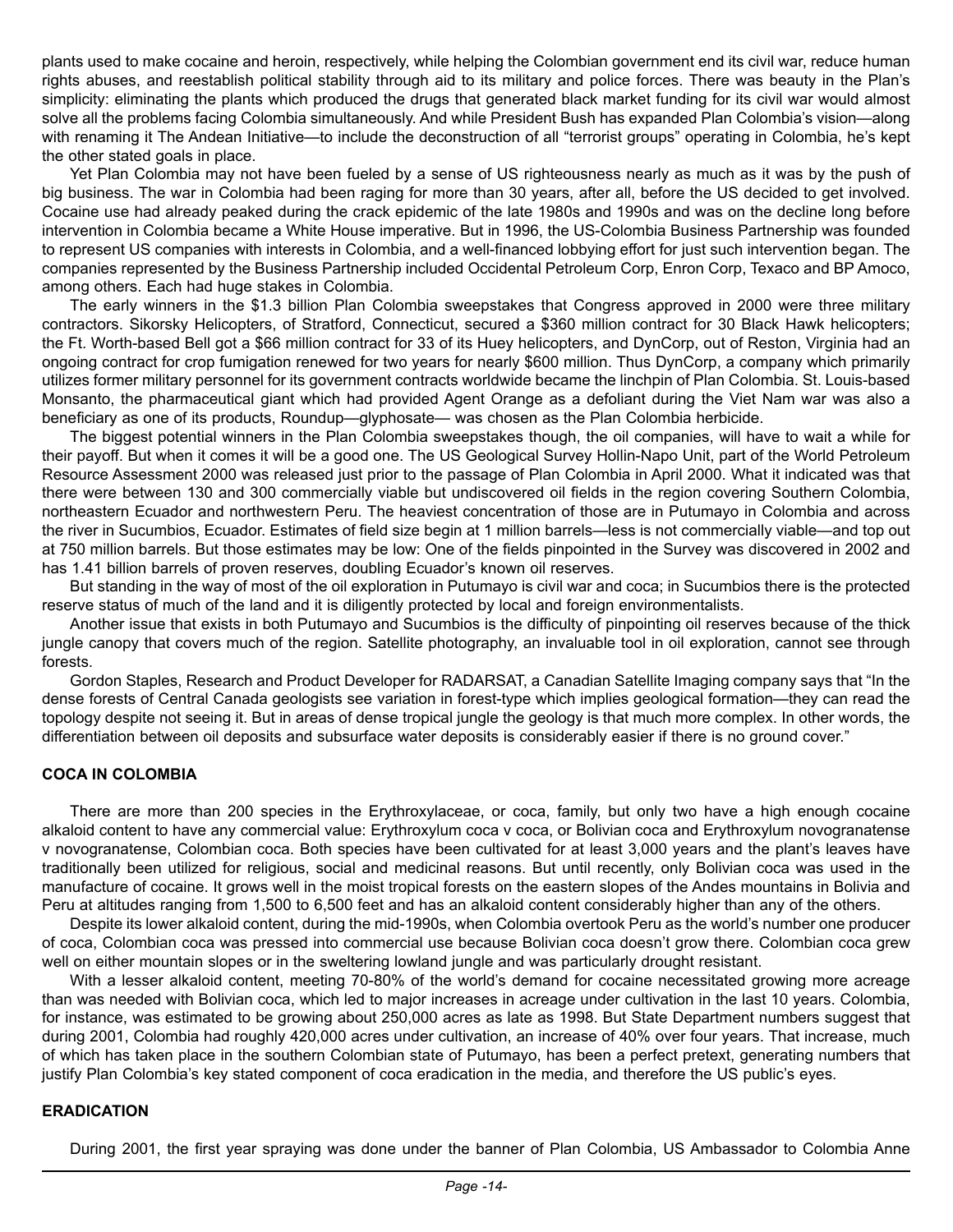plants used to make cocaine and heroin, respectively, while helping the Colombian government end its civil war, reduce human rights abuses, and reestablish political stability through aid to its military and police forces. There was beauty in the Plan's simplicity: eliminating the plants which produced the drugs that generated black market funding for its civil war would almost solve all the problems facing Colombia simultaneously. And while President Bush has expanded Plan Colombia's vision—along with renaming it The Andean Initiative—to include the deconstruction of all "terrorist groups" operating in Colombia, he's kept the other stated goals in place.

Yet Plan Colombia may not have been fueled by a sense of US righteousness nearly as much as it was by the push of big business. The war in Colombia had been raging for more than 30 years, after all, before the US decided to get involved. Cocaine use had already peaked during the crack epidemic of the late 1980s and 1990s and was on the decline long before intervention in Colombia became a White House imperative. But in 1996, the US-Colombia Business Partnership was founded to represent US companies with interests in Colombia, and a well-financed lobbying effort for just such intervention began. The companies represented by the Business Partnership included Occidental Petroleum Corp, Enron Corp, Texaco and BP Amoco, among others. Each had huge stakes in Colombia.

The early winners in the $1.3 billion Plan Colombia sweepstakes that Congress approved in 2000 were three military contractors. Sikorsky Helicopters, of Stratford, Connecticut, secured a $360 million contract for 30 Black Hawk helicopters; the Ft. Worth-based Bell got a $66 million contract for 33 of its Huey helicopters, and DynCorp, out of Reston, Virginia had an ongoing contract for crop fumigation renewed for two years for nearly $600 million. Thus DynCorp, a company which primarily utilizes former military personnel for its government contracts worldwide became the linchpin of Plan Colombia. St. Louis-based Monsanto, the pharmaceutical giant which had provided Agent Orange as a defoliant during the Viet Nam war was also a beneficiary as one of its products, Roundup—glyphosate— was chosen as the Plan Colombia herbicide.

The biggest potential winners in the Plan Colombia sweepstakes though, the oil companies, will have to wait a while for their payoff. But when it comes it will be a good one. The US Geological Survey Hollin-Napo Unit, part of the World Petroleum Resource Assessment 2000 was released just prior to the passage of Plan Colombia in April 2000. What it indicated was that there were between 130 and 300 commercially viable but undiscovered oil fields in the region covering Southern Colombia, northeastern Ecuador and northwestern Peru. The heaviest concentration of those are in Putumayo in Colombia and across the river in Sucumbios, Ecuador. Estimates of field size begin at 1 million barrels—less is not commercially viable—and top out at 750 million barrels. But those estimates may be low: One of the fields pinpointed in the Survey was discovered in 2002 and has 1.41 billion barrels of proven reserves, doubling Ecuador's known oil reserves.

But standing in the way of most of the oil exploration in Putumayo is civil war and coca; in Sucumbios there is the protected reserve status of much of the land and it is diligently protected by local and foreign environmentalists.

Another issue that exists in both Putumayo and Sucumbios is the difficulty of pinpointing oil reserves because of the thick jungle canopy that covers much of the region. Satellite photography, an invaluable tool in oil exploration, cannot see through forests.

Gordon Staples, Research and Product Developer for RADARSAT, a Canadian Satellite Imaging company says that "In the dense forests of Central Canada geologists see variation in forest-type which implies geological formation—they can read the topology despite not seeing it. But in areas of dense tropical jungle the geology is that much more complex. In other words, the differentiation between oil deposits and subsurface water deposits is considerably easier if there is no ground cover."

## COCA IN COLOMBIA

There are more than 200 species in the Erythroxylaceae, or coca, family, but only two have a high enough cocaine alkaloid content to have any commercial value: Erythroxylum coca v coca, or Bolivian coca and Erythroxylum novogranatense v novogranatense, Colombian coca. Both species have been cultivated for at least 3,000 years and the plant's leaves have traditionally been utilized for religious, social and medicinal reasons. But until recently, only Bolivian coca was used in the manufacture of cocaine. It grows well in the moist tropical forests on the eastern slopes of the Andes mountains in Bolivia and Peru at altitudes ranging from 1,500 to 6,500 feet and has an alkaloid content considerably higher than any of the others.

Despite its lower alkaloid content, during the mid-1990s, when Colombia overtook Peru as the world's number one producer of coca, Colombian coca was pressed into commercial use because Bolivian coca doesn't grow there. Colombian coca grew well on either mountain slopes or in the sweltering lowland jungle and was particularly drought resistant.

With a lesser alkaloid content, meeting 70-80% of the world's demand for cocaine necessitated growing more acreage than was needed with Bolivian coca, which led to major increases in acreage under cultivation in the last 10 years. Colombia, for instance, was estimated to be growing about 250,000 acres as late as 1998. But State Department numbers suggest that during 2001, Colombia had roughly 420,000 acres under cultivation, an increase of 40% over four years. That increase, much of which has taken place in the southern Colombian state of Putumayo, has been a perfect pretext, generating numbers that justify Plan Colombia's key stated component of coca eradication in the media, and therefore the US public's eyes.

## ERADICATION

During 2001, the first year spraying was done under the banner of Plan Colombia, US Ambassador to Colombia Anne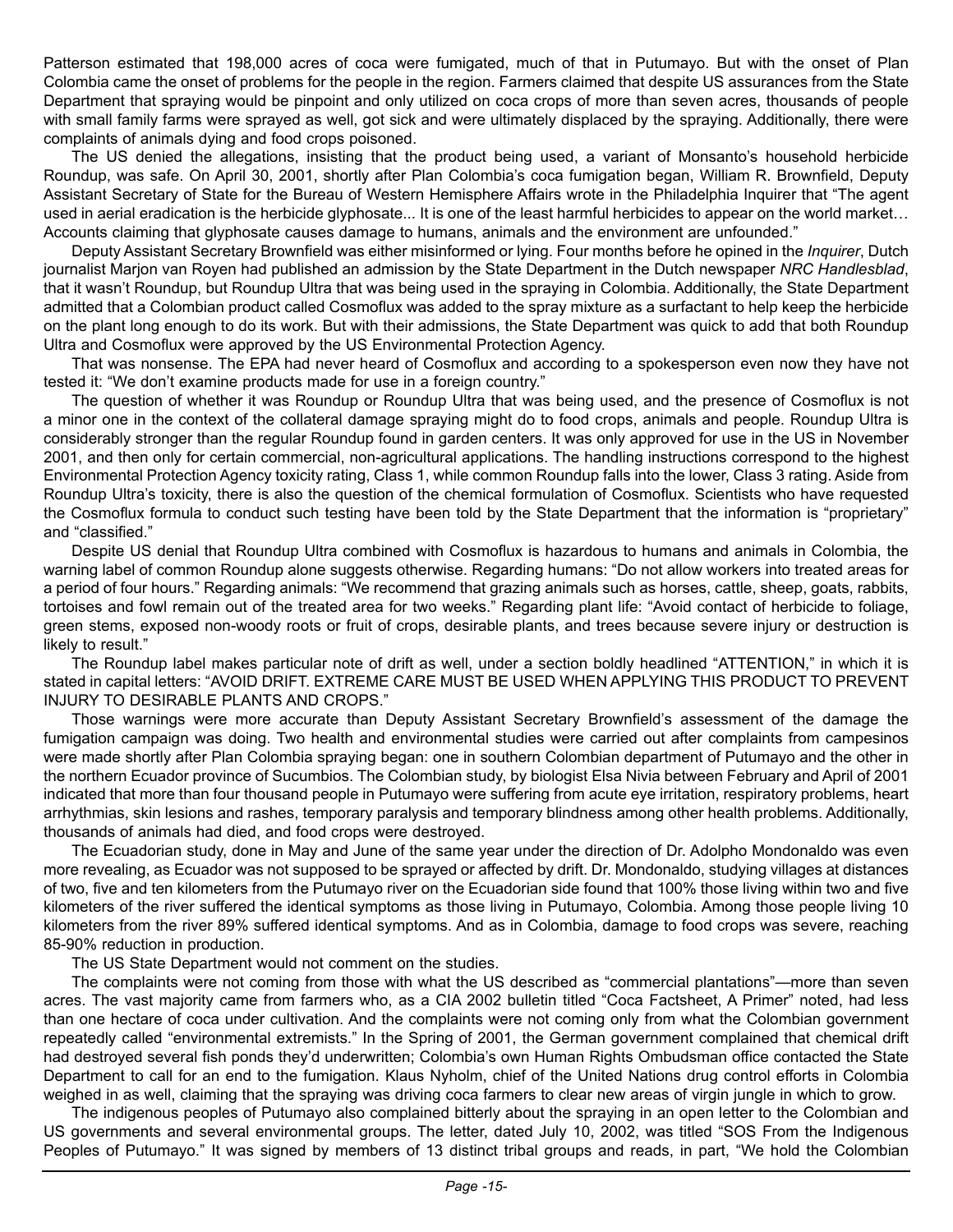Patterson estimated that 198,000 acres of coca were fumigated, much of that in Putumayo. But with the onset of Plan Colombia came the onset of problems for the people in the region. Farmers claimed that despite US assurances from the State Department that spraying would be pinpoint and only utilized on coca crops of more than seven acres, thousands of people with small family farms were sprayed as well, got sick and were ultimately displaced by the spraying. Additionally, there were complaints of animals dying and food crops poisoned.

The US denied the allegations, insisting that the product being used, a variant of Monsanto's household herbicide Roundup, was safe. On April 30, 2001, shortly after Plan Colombia's coca fumigation began, William R. Brownfield, Deputy Assistant Secretary of State for the Bureau of Western Hemisphere Affairs wrote in the Philadelphia Inquirer that "The agent used in aerial eradication is the herbicide glyphosate... It is one of the least harmful herbicides to appear on the world market… Accounts claiming that glyphosate causes damage to humans, animals and the environment are unfounded."

Deputy Assistant Secretary Brownfield was either misinformed or lying. Four months before he opined in the *Inquirer*, Dutch journalist Marjon van Royen had published an admission by the State Department in the Dutch newspaper *NRC Handlesblad*, that it wasn't Roundup, but Roundup Ultra that was being used in the spraying in Colombia. Additionally, the State Department admitted that a Colombian product called Cosmoflux was added to the spray mixture as a surfactant to help keep the herbicide on the plant long enough to do its work. But with their admissions, the State Department was quick to add that both Roundup Ultra and Cosmoflux were approved by the US Environmental Protection Agency.

That was nonsense. The EPA had never heard of Cosmoflux and according to a spokesperson even now they have not tested it: "We don't examine products made for use in a foreign country."

The question of whether it was Roundup or Roundup Ultra that was being used, and the presence of Cosmoflux is not a minor one in the context of the collateral damage spraying might do to food crops, animals and people. Roundup Ultra is considerably stronger than the regular Roundup found in garden centers. It was only approved for use in the US in November 2001, and then only for certain commercial, non-agricultural applications. The handling instructions correspond to the highest Environmental Protection Agency toxicity rating, Class 1, while common Roundup falls into the lower, Class 3 rating. Aside from Roundup Ultra's toxicity, there is also the question of the chemical formulation of Cosmoflux. Scientists who have requested the Cosmoflux formula to conduct such testing have been told by the State Department that the information is "proprietary" and "classified."

Despite US denial that Roundup Ultra combined with Cosmoflux is hazardous to humans and animals in Colombia, the warning label of common Roundup alone suggests otherwise. Regarding humans: "Do not allow workers into treated areas for a period of four hours." Regarding animals: "We recommend that grazing animals such as horses, cattle, sheep, goats, rabbits, tortoises and fowl remain out of the treated area for two weeks." Regarding plant life: "Avoid contact of herbicide to foliage, green stems, exposed non-woody roots or fruit of crops, desirable plants, and trees because severe injury or destruction is likely to result."

The Roundup label makes particular note of drift as well, under a section boldly headlined "ATTENTION," in which it is stated in capital letters: "AVOID DRIFT. EXTREME CARE MUST BE USED WHEN APPLYING THIS PRODUCT TO PREVENT INJURY TO DESIRABLE PLANTS AND CROPS."

Those warnings were more accurate than Deputy Assistant Secretary Brownfield's assessment of the damage the fumigation campaign was doing. Two health and environmental studies were carried out after complaints from campesinos were made shortly after Plan Colombia spraying began: one in southern Colombian department of Putumayo and the other in the northern Ecuador province of Sucumbios. The Colombian study, by biologist Elsa Nivia between February and April of 2001 indicated that more than four thousand people in Putumayo were suffering from acute eye irritation, respiratory problems, heart arrhythmias, skin lesions and rashes, temporary paralysis and temporary blindness among other health problems. Additionally, thousands of animals had died, and food crops were destroyed.

The Ecuadorian study, done in May and June of the same year under the direction of Dr. Adolpho Mondonaldo was even more revealing, as Ecuador was not supposed to be sprayed or affected by drift. Dr. Mondonaldo, studying villages at distances of two, five and ten kilometers from the Putumayo river on the Ecuadorian side found that 100% those living within two and five kilometers of the river suffered the identical symptoms as those living in Putumayo, Colombia. Among those people living 10 kilometers from the river 89% suffered identical symptoms. And as in Colombia, damage to food crops was severe, reaching 85-90% reduction in production.

The US State Department would not comment on the studies.

The complaints were not coming from those with what the US described as "commercial plantations"—more than seven acres. The vast majority came from farmers who, as a CIA 2002 bulletin titled "Coca Factsheet, A Primer" noted, had less than one hectare of coca under cultivation. And the complaints were not coming only from what the Colombian government repeatedly called "environmental extremists." In the Spring of 2001, the German government complained that chemical drift had destroyed several fish ponds they'd underwritten; Colombia's own Human Rights Ombudsman office contacted the State Department to call for an end to the fumigation. Klaus Nyholm, chief of the United Nations drug control efforts in Colombia weighed in as well, claiming that the spraying was driving coca farmers to clear new areas of virgin jungle in which to grow.

The indigenous peoples of Putumayo also complained bitterly about the spraying in an open letter to the Colombian and US governments and several environmental groups. The letter, dated July 10, 2002, was titled "SOS From the Indigenous Peoples of Putumayo." It was signed by members of 13 distinct tribal groups and reads, in part, "We hold the Colombian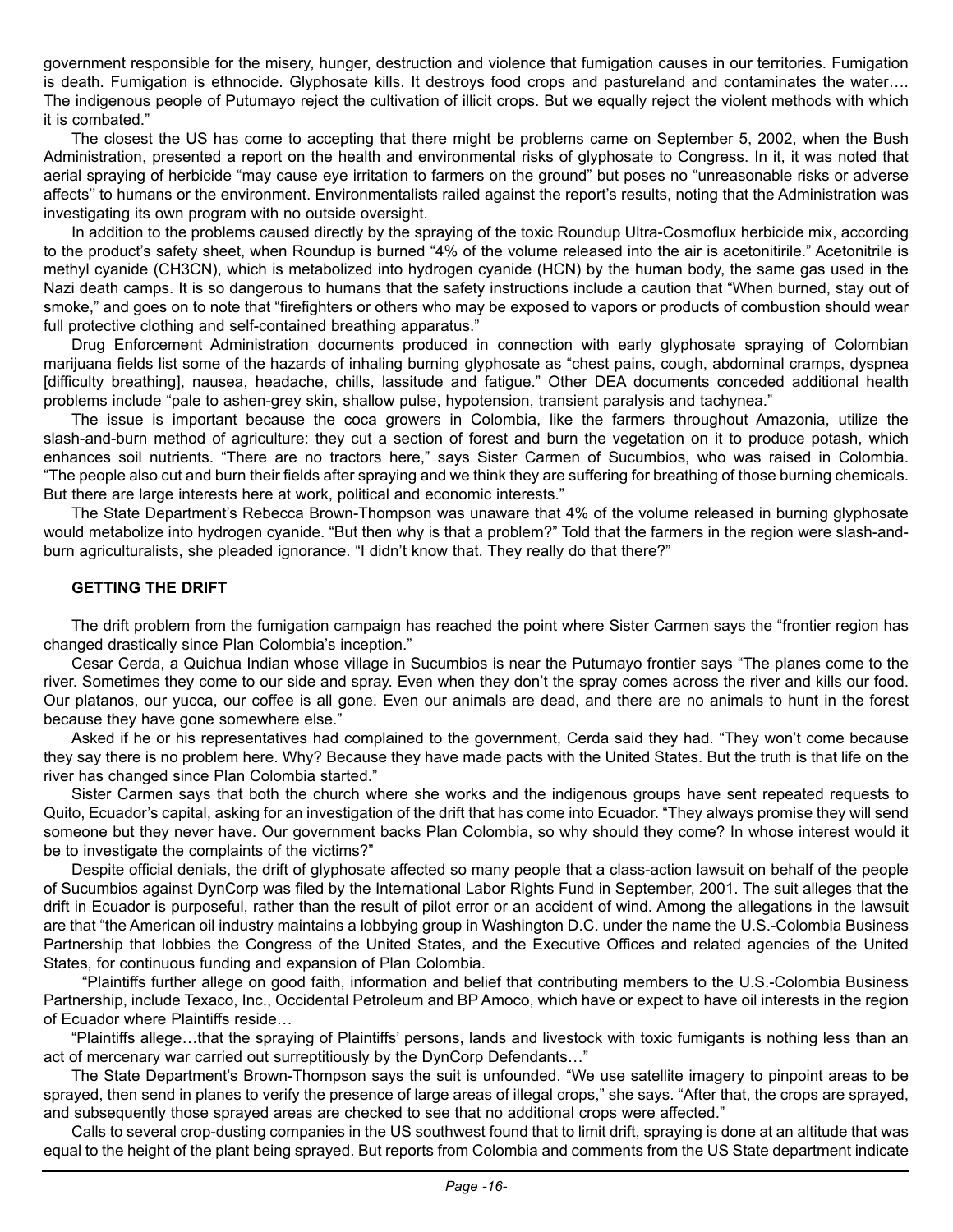government responsible for the misery, hunger, destruction and violence that fumigation causes in our territories. Fumigation is death. Fumigation is ethnocide. Glyphosate kills. It destroys food crops and pastureland and contaminates the water…. The indigenous people of Putumayo reject the cultivation of illicit crops. But we equally reject the violent methods with which it is combated."

The closest the US has come to accepting that there might be problems came on September 5, 2002, when the Bush Administration, presented a report on the health and environmental risks of glyphosate to Congress. In it, it was noted that aerial spraying of herbicide "may cause eye irritation to farmers on the ground" but poses no "unreasonable risks or adverse affects'' to humans or the environment. Environmentalists railed against the report's results, noting that the Administration was investigating its own program with no outside oversight.

In addition to the problems caused directly by the spraying of the toxic Roundup Ultra-Cosmoflux herbicide mix, according to the product's safety sheet, when Roundup is burned "4% of the volume released into the air is acetonitirile." Acetonitrile is methyl cyanide ($CH_3CN$), which is metabolized into hydrogen cyanide ($HCN$) by the human body, the same gas used in the Nazi death camps. It is so dangerous to humans that the safety instructions include a caution that "When burned, stay out of smoke," and goes on to note that "firefighters or others who may be exposed to vapors or products of combustion should wear full protective clothing and self-contained breathing apparatus."

Drug Enforcement Administration documents produced in connection with early glyphosate spraying of Colombian marijuana fields list some of the hazards of inhaling burning glyphosate as "chest pains, cough, abdominal cramps, dyspnea [difficulty breathing], nausea, headache, chills, lassitude and fatigue." Other DEA documents conceded additional health problems include "pale to ashen-grey skin, shallow pulse, hypotension, transient paralysis and tachynea."

The issue is important because the coca growers in Colombia, like the farmers throughout Amazonia, utilize the slash-and-burn method of agriculture: they cut a section of forest and burn the vegetation on it to produce potash, which enhances soil nutrients. "There are no tractors here," says Sister Carmen of Sucumbios, who was raised in Colombia. "The people also cut and burn their fields after spraying and we think they are suffering for breathing of those burning chemicals. But there are large interests here at work, political and economic interests."

The State Department's Rebecca Brown-Thompson was unaware that 4% of the volume released in burning glyphosate would metabolize into hydrogen cyanide. "But then why is that a problem?" Told that the farmers in the region were slash-and-burn agriculturalists, she pleaded ignorance. "I didn't know that. They really do that there?"

## GETTING THE DRIFT

The drift problem from the fumigation campaign has reached the point where Sister Carmen says the "frontier region has changed drastically since Plan Colombia's inception."

Cesar Cerda, a Quichua Indian whose village in Sucumbios is near the Putumayo frontier says "The planes come to the river. Sometimes they come to our side and spray. Even when they don't the spray comes across the river and kills our food. Our platanos, our yucca, our coffee is all gone. Even our animals are dead, and there are no animals to hunt in the forest because they have gone somewhere else."

Asked if he or his representatives had complained to the government, Cerda said they had. "They won't come because they say there is no problem here. Why? Because they have made pacts with the United States. But the truth is that life on the river has changed since Plan Colombia started."

Sister Carmen says that both the church where she works and the indigenous groups have sent repeated requests to Quito, Ecuador's capital, asking for an investigation of the drift that has come into Ecuador. "They always promise they will send someone but they never have. Our government backs Plan Colombia, so why should they come? In whose interest would it be to investigate the complaints of the victims?"

Despite official denials, the drift of glyphosate affected so many people that a class-action lawsuit on behalf of the people of Sucumbios against DynCorp was filed by the International Labor Rights Fund in September, 2001. The suit alleges that the drift in Ecuador is purposeful, rather than the result of pilot error or an accident of wind. Among the allegations in the lawsuit are that "the American oil industry maintains a lobbying group in Washington D.C. under the name the U.S.-Colombia Business Partnership that lobbies the Congress of the United States, and the Executive Offices and related agencies of the United States, for continuous funding and expansion of Plan Colombia.

"Plaintiffs further allege on good faith, information and belief that contributing members to the U.S.-Colombia Business Partnership, include Texaco, Inc., Occidental Petroleum and BP Amoco, which have or expect to have oil interests in the region of Ecuador where Plaintiffs reside…

"Plaintiffs allege…that the spraying of Plaintiffs' persons, lands and livestock with toxic fumigants is nothing less than an act of mercenary war carried out surreptitiously by the DynCorp Defendants…"

The State Department's Brown-Thompson says the suit is unfounded. "We use satellite imagery to pinpoint areas to be sprayed, then send in planes to verify the presence of large areas of illegal crops," she says. "After that, the crops are sprayed, and subsequently those sprayed areas are checked to see that no additional crops were affected."

Calls to several crop-dusting companies in the US southwest found that to limit drift, spraying is done at an altitude that was equal to the height of the plant being sprayed. But reports from Colombia and comments from the US State department indicate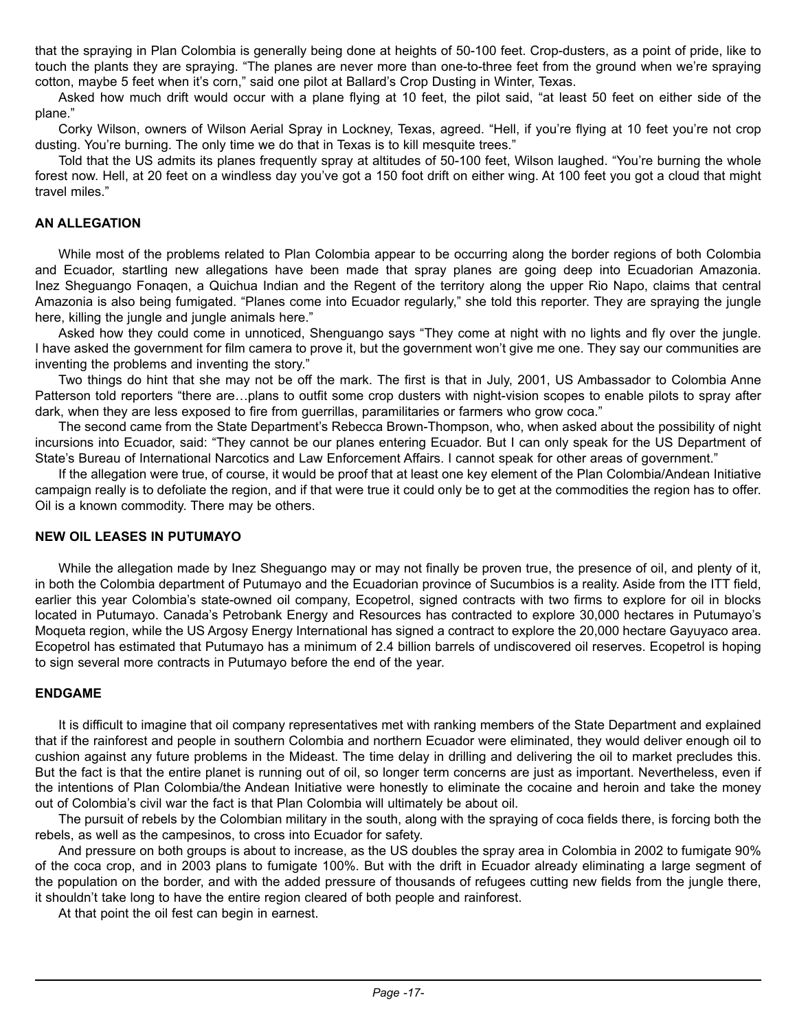that the spraying in Plan Colombia is generally being done at heights of 50-100 feet. Crop-dusters, as a point of pride, like to touch the plants they are spraying. "The planes are never more than one-to-three feet from the ground when we're spraying cotton, maybe 5 feet when it's corn," said one pilot at Ballard's Crop Dusting in Winter, Texas.

Asked how much drift would occur with a plane flying at 10 feet, the pilot said, "at least 50 feet on either side of the plane."

Corky Wilson, owners of Wilson Aerial Spray in Lockney, Texas, agreed. "Hell, if you're flying at 10 feet you're not crop dusting. You're burning. The only time we do that in Texas is to kill mesquite trees."

Told that the US admits its planes frequently spray at altitudes of 50-100 feet, Wilson laughed. "You're burning the whole forest now. Hell, at 20 feet on a windless day you've got a 150 foot drift on either wing. At 100 feet you got a cloud that might travel miles."

**AN ALLEGATION**

While most of the problems related to Plan Colombia appear to be occurring along the border regions of both Colombia and Ecuador, startling new allegations have been made that spray planes are going deep into Ecuadorian Amazonia. Inez Sheguango Fonaqen, a Quichua Indian and the Regent of the territory along the upper Rio Napo, claims that central Amazonia is also being fumigated. "Planes come into Ecuador regularly," she told this reporter. They are spraying the jungle here, killing the jungle and jungle animals here."

Asked how they could come in unnoticed, Shenguango says "They come at night with no lights and fly over the jungle. I have asked the government for film camera to prove it, but the government won't give me one. They say our communities are inventing the problems and inventing the story."

Two things do hint that she may not be off the mark. The first is that in July, 2001, US Ambassador to Colombia Anne Patterson told reporters "there are…plans to outfit some crop dusters with night-vision scopes to enable pilots to spray after dark, when they are less exposed to fire from guerrillas, paramilitaries or farmers who grow coca."

The second came from the State Department's Rebecca Brown-Thompson, who, when asked about the possibility of night incursions into Ecuador, said: "They cannot be our planes entering Ecuador. But I can only speak for the US Department of State's Bureau of International Narcotics and Law Enforcement Affairs. I cannot speak for other areas of government."

If the allegation were true, of course, it would be proof that at least one key element of the Plan Colombia/Andean Initiative campaign really is to defoliate the region, and if that were true it could only be to get at the commodities the region has to offer. Oil is a known commodity. There may be others.

**NEW OIL LEASES IN PUTUMAYO**

While the allegation made by Inez Sheguango may or may not finally be proven true, the presence of oil, and plenty of it, in both the Colombia department of Putumayo and the Ecuadorian province of Sucumbios is a reality. Aside from the ITT field, earlier this year Colombia's state-owned oil company, Ecopetrol, signed contracts with two firms to explore for oil in blocks located in Putumayo. Canada's Petrobank Energy and Resources has contracted to explore 30,000 hectares in Putumayo's Moqueta region, while the US Argosy Energy International has signed a contract to explore the 20,000 hectare Gayuyaco area. Ecopetrol has estimated that Putumayo has a minimum of 2.4 billion barrels of undiscovered oil reserves. Ecopetrol is hoping to sign several more contracts in Putumayo before the end of the year.

**ENDGAME**

It is difficult to imagine that oil company representatives met with ranking members of the State Department and explained that if the rainforest and people in southern Colombia and northern Ecuador were eliminated, they would deliver enough oil to cushion against any future problems in the Mideast. The time delay in drilling and delivering the oil to market precludes this. But the fact is that the entire planet is running out of oil, so longer term concerns are just as important. Nevertheless, even if the intentions of Plan Colombia/the Andean Initiative were honestly to eliminate the cocaine and heroin and take the money out of Colombia's civil war the fact is that Plan Colombia will ultimately be about oil.

The pursuit of rebels by the Colombian military in the south, along with the spraying of coca fields there, is forcing both the rebels, as well as the campesinos, to cross into Ecuador for safety.

And pressure on both groups is about to increase, as the US doubles the spray area in Colombia in 2002 to fumigate 90% of the coca crop, and in 2003 plans to fumigate 100%. But with the drift in Ecuador already eliminating a large segment of the population on the border, and with the added pressure of thousands of refugees cutting new fields from the jungle there, it shouldn't take long to have the entire region cleared of both people and rainforest.

At that point the oil fest can begin in earnest.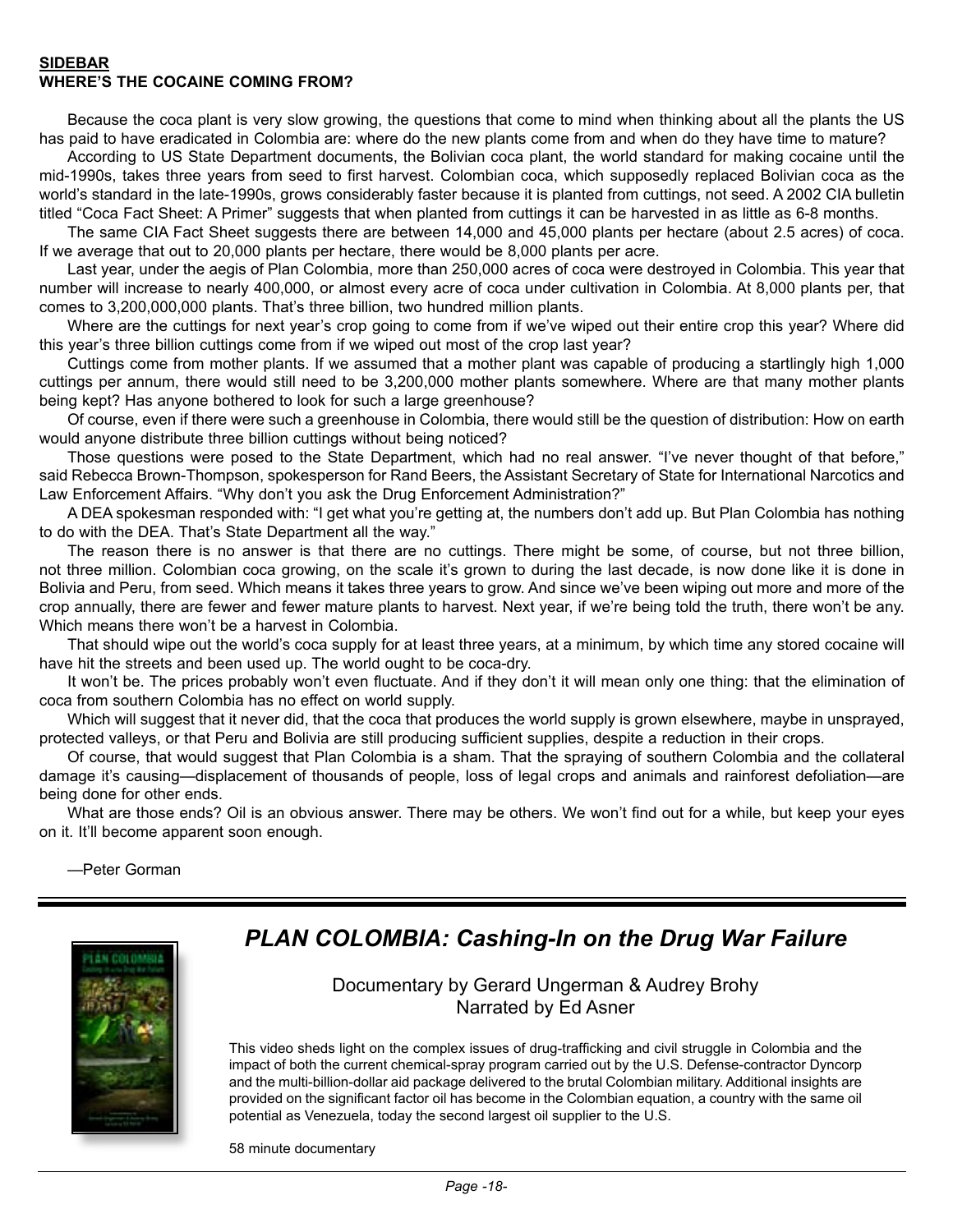**SIDEBAR**
**WHERE'S THE COCAINE COMING FROM?**

Because the coca plant is very slow growing, the questions that come to mind when thinking about all the plants the US has paid to have eradicated in Colombia are: where do the new plants come from and when do they have time to mature?

According to US State Department documents, the Bolivian coca plant, the world standard for making cocaine until the mid-1990s, takes three years from seed to first harvest. Colombian coca, which supposedly replaced Bolivian coca as the world's standard in the late-1990s, grows considerably faster because it is planted from cuttings, not seed. A 2002 CIA bulletin titled "Coca Fact Sheet: A Primer" suggests that when planted from cuttings it can be harvested in as little as 6-8 months.

The same CIA Fact Sheet suggests there are between 14,000 and 45,000 plants per hectare (about 2.5 acres) of coca. If we average that out to 20,000 plants per hectare, there would be 8,000 plants per acre.

Last year, under the aegis of Plan Colombia, more than 250,000 acres of coca were destroyed in Colombia. This year that number will increase to nearly 400,000, or almost every acre of coca under cultivation in Colombia. At 8,000 plants per, that comes to 3,200,000,000 plants. That's three billion, two hundred million plants.

Where are the cuttings for next year's crop going to come from if we've wiped out their entire crop this year? Where did this year's three billion cuttings come from if we wiped out most of the crop last year?

Cuttings come from mother plants. If we assumed that a mother plant was capable of producing a startlingly high 1,000 cuttings per annum, there would still need to be 3,200,000 mother plants somewhere. Where are that many mother plants being kept? Has anyone bothered to look for such a large greenhouse?

Of course, even if there were such a greenhouse in Colombia, there would still be the question of distribution: How on earth would anyone distribute three billion cuttings without being noticed?

Those questions were posed to the State Department, which had no real answer. "I've never thought of that before," said Rebecca Brown-Thompson, spokesperson for Rand Beers, the Assistant Secretary of State for International Narcotics and Law Enforcement Affairs. "Why don't you ask the Drug Enforcement Administration?"

A DEA spokesman responded with: "I get what you're getting at, the numbers don't add up. But Plan Colombia has nothing to do with the DEA. That's State Department all the way."

The reason there is no answer is that there are no cuttings. There might be some, of course, but not three billion, not three million. Colombian coca growing, on the scale it's grown to during the last decade, is now done like it is done in Bolivia and Peru, from seed. Which means it takes three years to grow. And since we've been wiping out more and more of the crop annually, there are fewer and fewer mature plants to harvest. Next year, if we're being told the truth, there won't be any. Which means there won't be a harvest in Colombia.

That should wipe out the world's coca supply for at least three years, at a minimum, by which time any stored cocaine will have hit the streets and been used up. The world ought to be coca-dry.

It won't be. The prices probably won't even fluctuate. And if they don't it will mean only one thing: that the elimination of coca from southern Colombia has no effect on world supply.

Which will suggest that it never did, that the coca that produces the world supply is grown elsewhere, maybe in unsprayed, protected valleys, or that Peru and Bolivia are still producing sufficient supplies, despite a reduction in their crops.

Of course, that would suggest that Plan Colombia is a sham. That the spraying of southern Colombia and the collateral damage it's causing—displacement of thousands of people, loss of legal crops and animals and rainforest defoliation—are being done for other ends.

What are those ends? Oil is an obvious answer. There may be others. We won't find out for a while, but keep your eyes on it. It'll become apparent soon enough.

—Peter Gorman

---

## *PLAN COLOMBIA: Cashing-In on the Drug War Failure*

Documentary by Gerard Ungerman & Audrey Brohy
Narrated by Ed Asner

This video sheds light on the complex issues of drug-trafficking and civil struggle in Colombia and the impact of both the current chemical-spray program carried out by the U.S. Defense-contractor Dyncorp and the multi-billion-dollar aid package delivered to the brutal Colombian military. Additional insights are provided on the significant factor oil has become in the Colombian equation, a country with the same oil potential as Venezuela, today the second largest oil supplier to the U.S.

58 minute documentary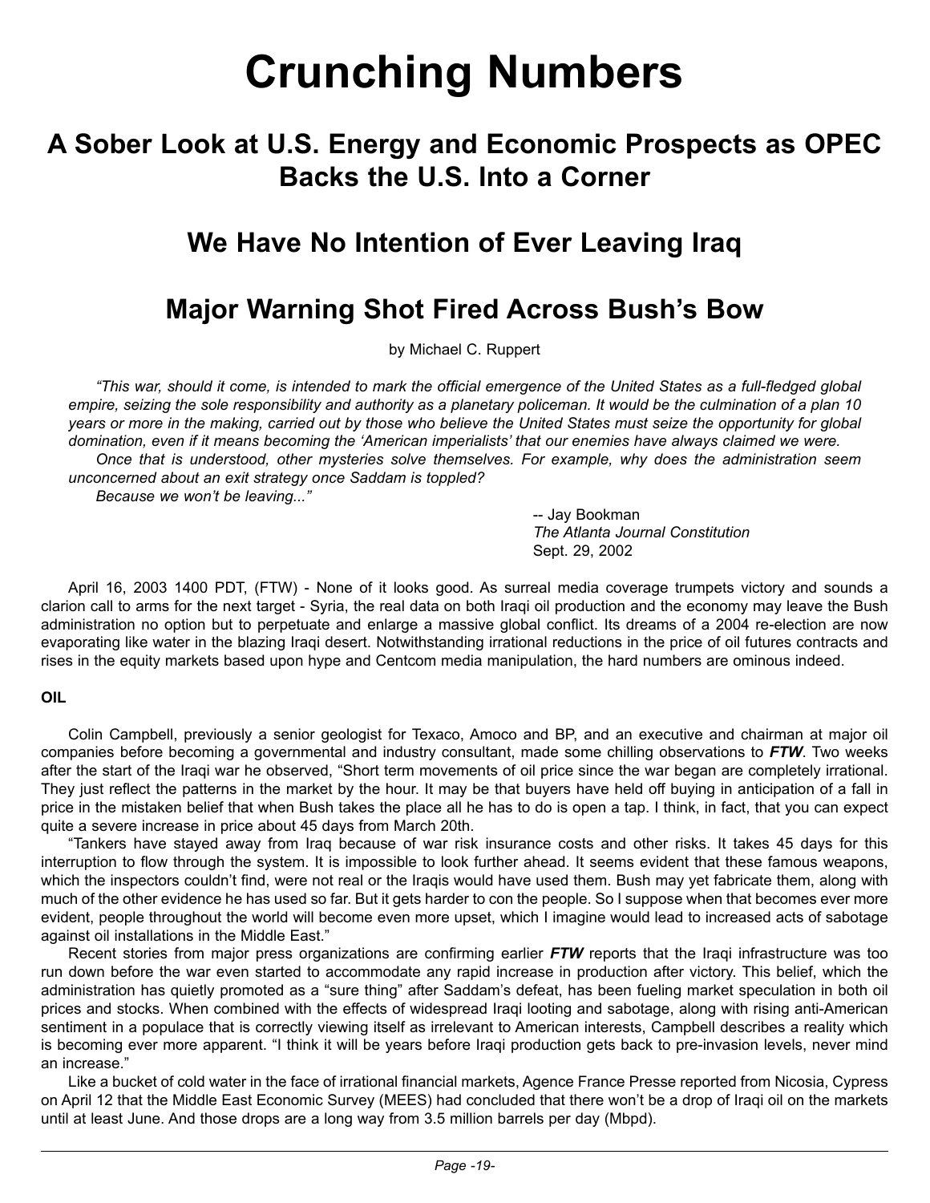# Crunching Numbers

## A Sober Look at U.S. Energy and Economic Prospects as OPEC Backs the U.S. Into a Corner

## We Have No Intention of Ever Leaving Iraq

## Major Warning Shot Fired Across Bush's Bow

by Michael C. Ruppert

*"This war, should it come, is intended to mark the official emergence of the United States as a full-fledged global empire, seizing the sole responsibility and authority as a planetary policeman. It would be the culmination of a plan 10 years or more in the making, carried out by those who believe the United States must seize the opportunity for global domination, even if it means becoming the 'American imperialists' that our enemies have always claimed we were.*

*Once that is understood, other mysteries solve themselves. For example, why does the administration seem unconcerned about an exit strategy once Saddam is toppled?*

*Because we won't be leaving..."*

-- Jay Bookman
*The Atlanta Journal Constitution*
Sept. 29, 2002

April 16, 2003 1400 PDT, (FTW) - None of it looks good. As surreal media coverage trumpets victory and sounds a clarion call to arms for the next target - Syria, the real data on both Iraqi oil production and the economy may leave the Bush administration no option but to perpetuate and enlarge a massive global conflict. Its dreams of a 2004 re-election are now evaporating like water in the blazing Iraqi desert. Notwithstanding irrational reductions in the price of oil futures contracts and rises in the equity markets based upon hype and Centcom media manipulation, the hard numbers are ominous indeed.

**OIL**

Colin Campbell, previously a senior geologist for Texaco, Amoco and BP, and an executive and chairman at major oil companies before becoming a governmental and industry consultant, made some chilling observations to ***FTW***. Two weeks after the start of the Iraqi war he observed, "Short term movements of oil price since the war began are completely irrational. They just reflect the patterns in the market by the hour. It may be that buyers have held off buying in anticipation of a fall in price in the mistaken belief that when Bush takes the place all he has to do is open a tap. I think, in fact, that you can expect quite a severe increase in price about 45 days from March 20th.

"Tankers have stayed away from Iraq because of war risk insurance costs and other risks. It takes 45 days for this interruption to flow through the system. It is impossible to look further ahead. It seems evident that these famous weapons, which the inspectors couldn't find, were not real or the Iraqis would have used them. Bush may yet fabricate them, along with much of the other evidence he has used so far. But it gets harder to con the people. So I suppose when that becomes ever more evident, people throughout the world will become even more upset, which I imagine would lead to increased acts of sabotage against oil installations in the Middle East."

Recent stories from major press organizations are confirming earlier ***FTW*** reports that the Iraqi infrastructure was too run down before the war even started to accommodate any rapid increase in production after victory. This belief, which the administration has quietly promoted as a "sure thing" after Saddam's defeat, has been fueling market speculation in both oil prices and stocks. When combined with the effects of widespread Iraqi looting and sabotage, along with rising anti-American sentiment in a populace that is correctly viewing itself as irrelevant to American interests, Campbell describes a reality which is becoming ever more apparent. "I think it will be years before Iraqi production gets back to pre-invasion levels, never mind an increase."

Like a bucket of cold water in the face of irrational financial markets, Agence France Presse reported from Nicosia, Cypress on April 12 that the Middle East Economic Survey (MEES) had concluded that there won't be a drop of Iraqi oil on the markets until at least June. And those drops are a long way from 3.5 million barrels per day (Mbpd).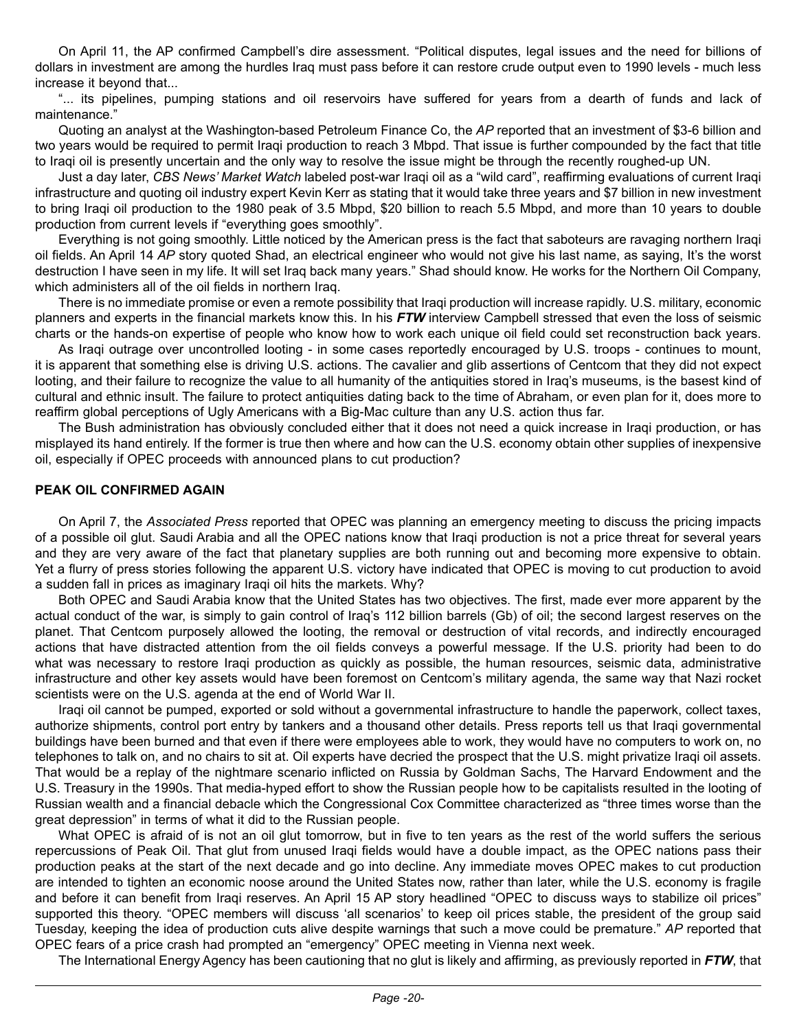On April 11, the AP confirmed Campbell's dire assessment. "Political disputes, legal issues and the need for billions of dollars in investment are among the hurdles Iraq must pass before it can restore crude output even to 1990 levels - much less increase it beyond that...

"... its pipelines, pumping stations and oil reservoirs have suffered for years from a dearth of funds and lack of maintenance."

Quoting an analyst at the Washington-based Petroleum Finance Co, the *AP* reported that an investment of $3-6 billion and two years would be required to permit Iraqi production to reach 3 Mbpd. That issue is further compounded by the fact that title to Iraqi oil is presently uncertain and the only way to resolve the issue might be through the recently roughed-up UN.

Just a day later, *CBS News' Market Watch* labeled post-war Iraqi oil as a "wild card", reaffirming evaluations of current Iraqi infrastructure and quoting oil industry expert Kevin Kerr as stating that it would take three years and $7 billion in new investment to bring Iraqi oil production to the 1980 peak of 3.5 Mbpd, $20 billion to reach 5.5 Mbpd, and more than 10 years to double production from current levels if "everything goes smoothly".

Everything is not going smoothly. Little noticed by the American press is the fact that saboteurs are ravaging northern Iraqi oil fields. An April 14 *AP* story quoted Shad, an electrical engineer who would not give his last name, as saying, It's the worst destruction I have seen in my life. It will set Iraq back many years." Shad should know. He works for the Northern Oil Company, which administers all of the oil fields in northern Iraq.

There is no immediate promise or even a remote possibility that Iraqi production will increase rapidly. U.S. military, economic planners and experts in the financial markets know this. In his ***FTW*** interview Campbell stressed that even the loss of seismic charts or the hands-on expertise of people who know how to work each unique oil field could set reconstruction back years.

As Iraqi outrage over uncontrolled looting - in some cases reportedly encouraged by U.S. troops - continues to mount, it is apparent that something else is driving U.S. actions. The cavalier and glib assertions of Centcom that they did not expect looting, and their failure to recognize the value to all humanity of the antiquities stored in Iraq's museums, is the basest kind of cultural and ethnic insult. The failure to protect antiquities dating back to the time of Abraham, or even plan for it, does more to reaffirm global perceptions of Ugly Americans with a Big-Mac culture than any U.S. action thus far.

The Bush administration has obviously concluded either that it does not need a quick increase in Iraqi production, or has misplayed its hand entirely. If the former is true then where and how can the U.S. economy obtain other supplies of inexpensive oil, especially if OPEC proceeds with announced plans to cut production?

**PEAK OIL CONFIRMED AGAIN**

On April 7, the *Associated Press* reported that OPEC was planning an emergency meeting to discuss the pricing impacts of a possible oil glut. Saudi Arabia and all the OPEC nations know that Iraqi production is not a price threat for several years and they are very aware of the fact that planetary supplies are both running out and becoming more expensive to obtain. Yet a flurry of press stories following the apparent U.S. victory have indicated that OPEC is moving to cut production to avoid a sudden fall in prices as imaginary Iraqi oil hits the markets. Why?

Both OPEC and Saudi Arabia know that the United States has two objectives. The first, made ever more apparent by the actual conduct of the war, is simply to gain control of Iraq's 112 billion barrels (Gb) of oil; the second largest reserves on the planet. That Centcom purposely allowed the looting, the removal or destruction of vital records, and indirectly encouraged actions that have distracted attention from the oil fields conveys a powerful message. If the U.S. priority had been to do what was necessary to restore Iraqi production as quickly as possible, the human resources, seismic data, administrative infrastructure and other key assets would have been foremost on Centcom's military agenda, the same way that Nazi rocket scientists were on the U.S. agenda at the end of World War II.

Iraqi oil cannot be pumped, exported or sold without a governmental infrastructure to handle the paperwork, collect taxes, authorize shipments, control port entry by tankers and a thousand other details. Press reports tell us that Iraqi governmental buildings have been burned and that even if there were employees able to work, they would have no computers to work on, no telephones to talk on, and no chairs to sit at. Oil experts have decried the prospect that the U.S. might privatize Iraqi oil assets. That would be a replay of the nightmare scenario inflicted on Russia by Goldman Sachs, The Harvard Endowment and the U.S. Treasury in the 1990s. That media-hyped effort to show the Russian people how to be capitalists resulted in the looting of Russian wealth and a financial debacle which the Congressional Cox Committee characterized as "three times worse than the great depression" in terms of what it did to the Russian people.

What OPEC is afraid of is not an oil glut tomorrow, but in five to ten years as the rest of the world suffers the serious repercussions of Peak Oil. That glut from unused Iraqi fields would have a double impact, as the OPEC nations pass their production peaks at the start of the next decade and go into decline. Any immediate moves OPEC makes to cut production are intended to tighten an economic noose around the United States now, rather than later, while the U.S. economy is fragile and before it can benefit from Iraqi reserves. An April 15 AP story headlined "OPEC to discuss ways to stabilize oil prices" supported this theory. "OPEC members will discuss 'all scenarios' to keep oil prices stable, the president of the group said Tuesday, keeping the idea of production cuts alive despite warnings that such a move could be premature." *AP* reported that OPEC fears of a price crash had prompted an "emergency" OPEC meeting in Vienna next week.

The International Energy Agency has been cautioning that no glut is likely and affirming, as previously reported in ***FTW***, that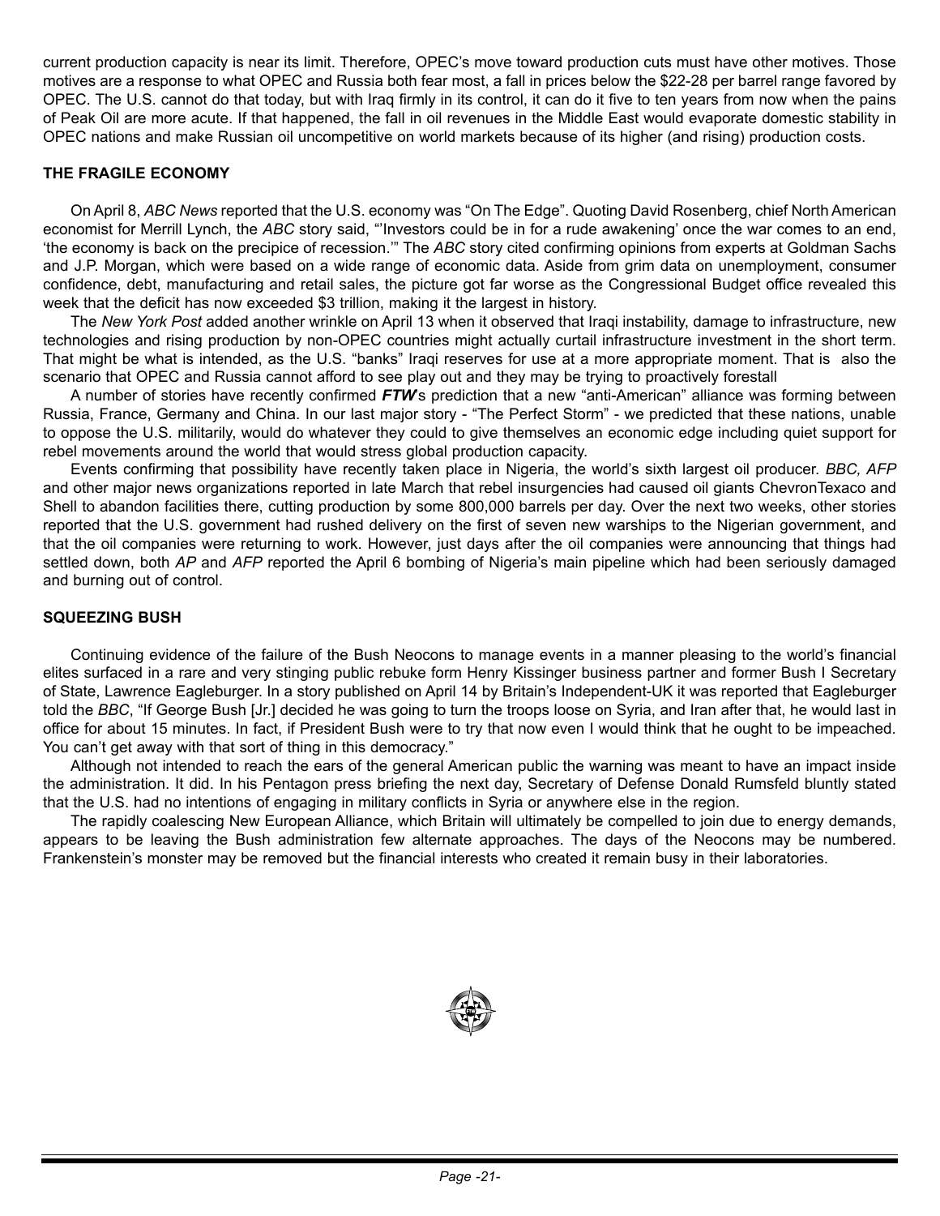current production capacity is near its limit. Therefore, OPEC's move toward production cuts must have other motives. Those motives are a response to what OPEC and Russia both fear most, a fall in prices below the $22-28 per barrel range favored by OPEC. The U.S. cannot do that today, but with Iraq firmly in its control, it can do it five to ten years from now when the pains of Peak Oil are more acute. If that happened, the fall in oil revenues in the Middle East would evaporate domestic stability in OPEC nations and make Russian oil uncompetitive on world markets because of its higher (and rising) production costs.

**THE FRAGILE ECONOMY**

On April 8, *ABC News* reported that the U.S. economy was "On The Edge". Quoting David Rosenberg, chief North American economist for Merrill Lynch, the *ABC* story said, "'Investors could be in for a rude awakening' once the war comes to an end, 'the economy is back on the precipice of recession.'" The *ABC* story cited confirming opinions from experts at Goldman Sachs and J.P. Morgan, which were based on a wide range of economic data. Aside from grim data on unemployment, consumer confidence, debt, manufacturing and retail sales, the picture got far worse as the Congressional Budget office revealed this week that the deficit has now exceeded $3 trillion, making it the largest in history.

The *New York Post* added another wrinkle on April 13 when it observed that Iraqi instability, damage to infrastructure, new technologies and rising production by non-OPEC countries might actually curtail infrastructure investment in the short term. That might be what is intended, as the U.S. "banks" Iraqi reserves for use at a more appropriate moment. That is also the scenario that OPEC and Russia cannot afford to see play out and they may be trying to proactively forestall

A number of stories have recently confirmed ***FTW***'s prediction that a new "anti-American" alliance was forming between Russia, France, Germany and China. In our last major story - "The Perfect Storm" - we predicted that these nations, unable to oppose the U.S. militarily, would do whatever they could to give themselves an economic edge including quiet support for rebel movements around the world that would stress global production capacity.

Events confirming that possibility have recently taken place in Nigeria, the world's sixth largest oil producer. *BBC, AFP* and other major news organizations reported in late March that rebel insurgencies had caused oil giants ChevronTexaco and Shell to abandon facilities there, cutting production by some 800,000 barrels per day. Over the next two weeks, other stories reported that the U.S. government had rushed delivery on the first of seven new warships to the Nigerian government, and that the oil companies were returning to work. However, just days after the oil companies were announcing that things had settled down, both *AP* and *AFP* reported the April 6 bombing of Nigeria's main pipeline which had been seriously damaged and burning out of control.

**SQUEEZING BUSH**

Continuing evidence of the failure of the Bush Neocons to manage events in a manner pleasing to the world's financial elites surfaced in a rare and very stinging public rebuke form Henry Kissinger business partner and former Bush I Secretary of State, Lawrence Eagleburger. In a story published on April 14 by Britain's Independent-UK it was reported that Eagleburger told the *BBC*, "If George Bush [Jr.] decided he was going to turn the troops loose on Syria, and Iran after that, he would last in office for about 15 minutes. In fact, if President Bush were to try that now even I would think that he ought to be impeached. You can't get away with that sort of thing in this democracy."

Although not intended to reach the ears of the general American public the warning was meant to have an impact inside the administration. It did. In his Pentagon press briefing the next day, Secretary of Defense Donald Rumsfeld bluntly stated that the U.S. had no intentions of engaging in military conflicts in Syria or anywhere else in the region.

The rapidly coalescing New European Alliance, which Britain will ultimately be compelled to join due to energy demands, appears to be leaving the Bush administration few alternate approaches. The days of the Neocons may be numbered. Frankenstein's monster may be removed but the financial interests who created it remain busy in their laboratories.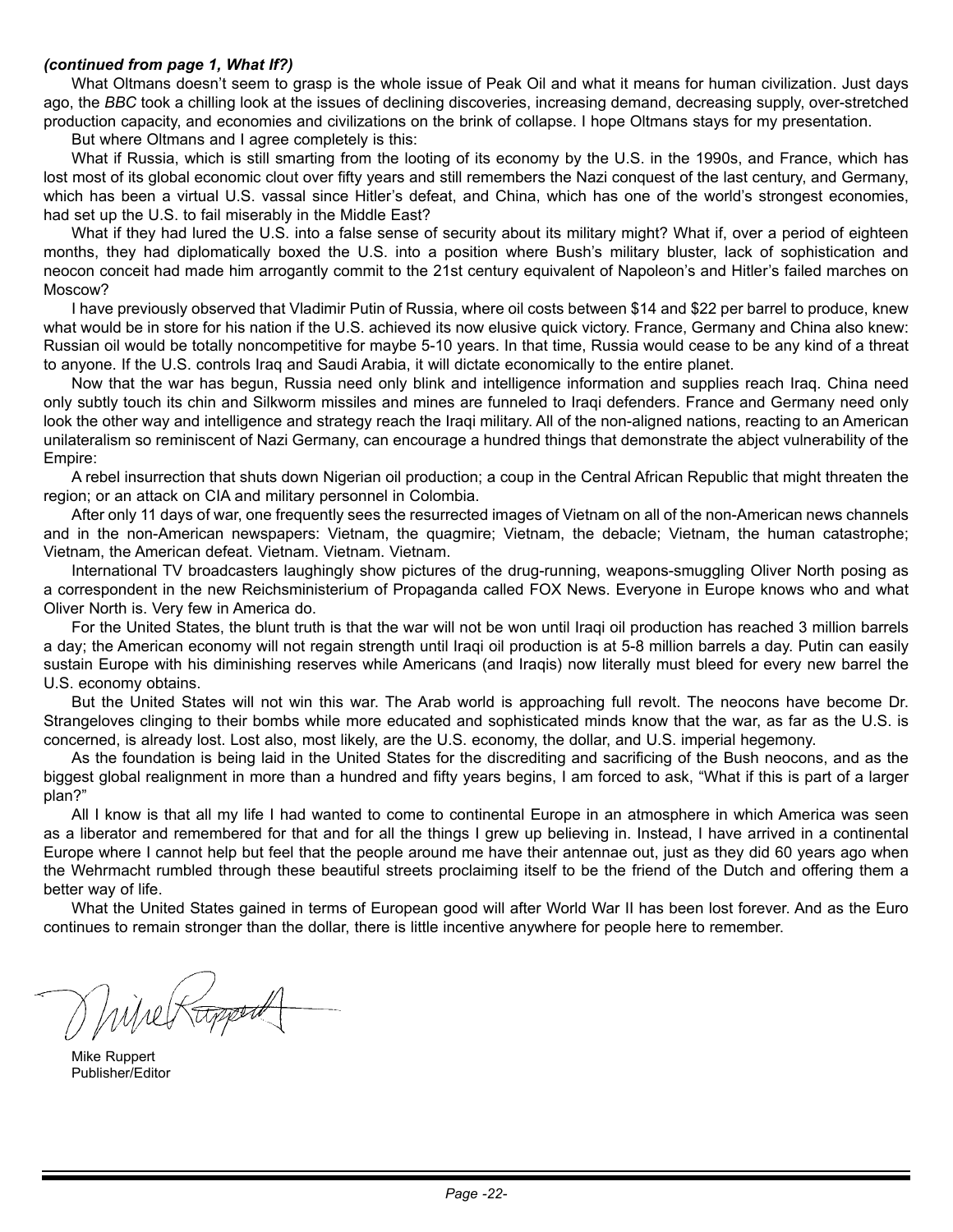***(continued from page 1, What If?)***

What Oltmans doesn't seem to grasp is the whole issue of Peak Oil and what it means for human civilization. Just days ago, the *BBC* took a chilling look at the issues of declining discoveries, increasing demand, decreasing supply, over-stretched production capacity, and economies and civilizations on the brink of collapse. I hope Oltmans stays for my presentation.

But where Oltmans and I agree completely is this:

What if Russia, which is still smarting from the looting of its economy by the U.S. in the 1990s, and France, which has lost most of its global economic clout over fifty years and still remembers the Nazi conquest of the last century, and Germany, which has been a virtual U.S. vassal since Hitler's defeat, and China, which has one of the world's strongest economies, had set up the U.S. to fail miserably in the Middle East?

What if they had lured the U.S. into a false sense of security about its military might? What if, over a period of eighteen months, they had diplomatically boxed the U.S. into a position where Bush's military bluster, lack of sophistication and neocon conceit had made him arrogantly commit to the 21st century equivalent of Napoleon's and Hitler's failed marches on Moscow?

I have previously observed that Vladimir Putin of Russia, where oil costs between $14 and $22 per barrel to produce, knew what would be in store for his nation if the U.S. achieved its now elusive quick victory. France, Germany and China also knew: Russian oil would be totally noncompetitive for maybe 5-10 years. In that time, Russia would cease to be any kind of a threat to anyone. If the U.S. controls Iraq and Saudi Arabia, it will dictate economically to the entire planet.

Now that the war has begun, Russia need only blink and intelligence information and supplies reach Iraq. China need only subtly touch its chin and Silkworm missiles and mines are funneled to Iraqi defenders. France and Germany need only look the other way and intelligence and strategy reach the Iraqi military. All of the non-aligned nations, reacting to an American unilateralism so reminiscent of Nazi Germany, can encourage a hundred things that demonstrate the abject vulnerability of the Empire:

A rebel insurrection that shuts down Nigerian oil production; a coup in the Central African Republic that might threaten the region; or an attack on CIA and military personnel in Colombia.

After only 11 days of war, one frequently sees the resurrected images of Vietnam on all of the non-American news channels and in the non-American newspapers: Vietnam, the quagmire; Vietnam, the debacle; Vietnam, the human catastrophe; Vietnam, the American defeat. Vietnam. Vietnam. Vietnam.

International TV broadcasters laughingly show pictures of the drug-running, weapons-smuggling Oliver North posing as a correspondent in the new Reichsministerium of Propaganda called FOX News. Everyone in Europe knows who and what Oliver North is. Very few in America do.

For the United States, the blunt truth is that the war will not be won until Iraqi oil production has reached 3 million barrels a day; the American economy will not regain strength until Iraqi oil production is at 5-8 million barrels a day. Putin can easily sustain Europe with his diminishing reserves while Americans (and Iraqis) now literally must bleed for every new barrel the U.S. economy obtains.

But the United States will not win this war. The Arab world is approaching full revolt. The neocons have become Dr. Strangeloves clinging to their bombs while more educated and sophisticated minds know that the war, as far as the U.S. is concerned, is already lost. Lost also, most likely, are the U.S. economy, the dollar, and U.S. imperial hegemony.

As the foundation is being laid in the United States for the discrediting and sacrificing of the Bush neocons, and as the biggest global realignment in more than a hundred and fifty years begins, I am forced to ask, "What if this is part of a larger plan?"

All I know is that all my life I had wanted to come to continental Europe in an atmosphere in which America was seen as a liberator and remembered for that and for all the things I grew up believing in. Instead, I have arrived in a continental Europe where I cannot help but feel that the people around me have their antennae out, just as they did 60 years ago when the Wehrmacht rumbled through these beautiful streets proclaiming itself to be the friend of the Dutch and offering them a better way of life.

What the United States gained in terms of European good will after World War II has been lost forever. And as the Euro continues to remain stronger than the dollar, there is little incentive anywhere for people here to remember.

Mike Ruppert
Publisher/Editor